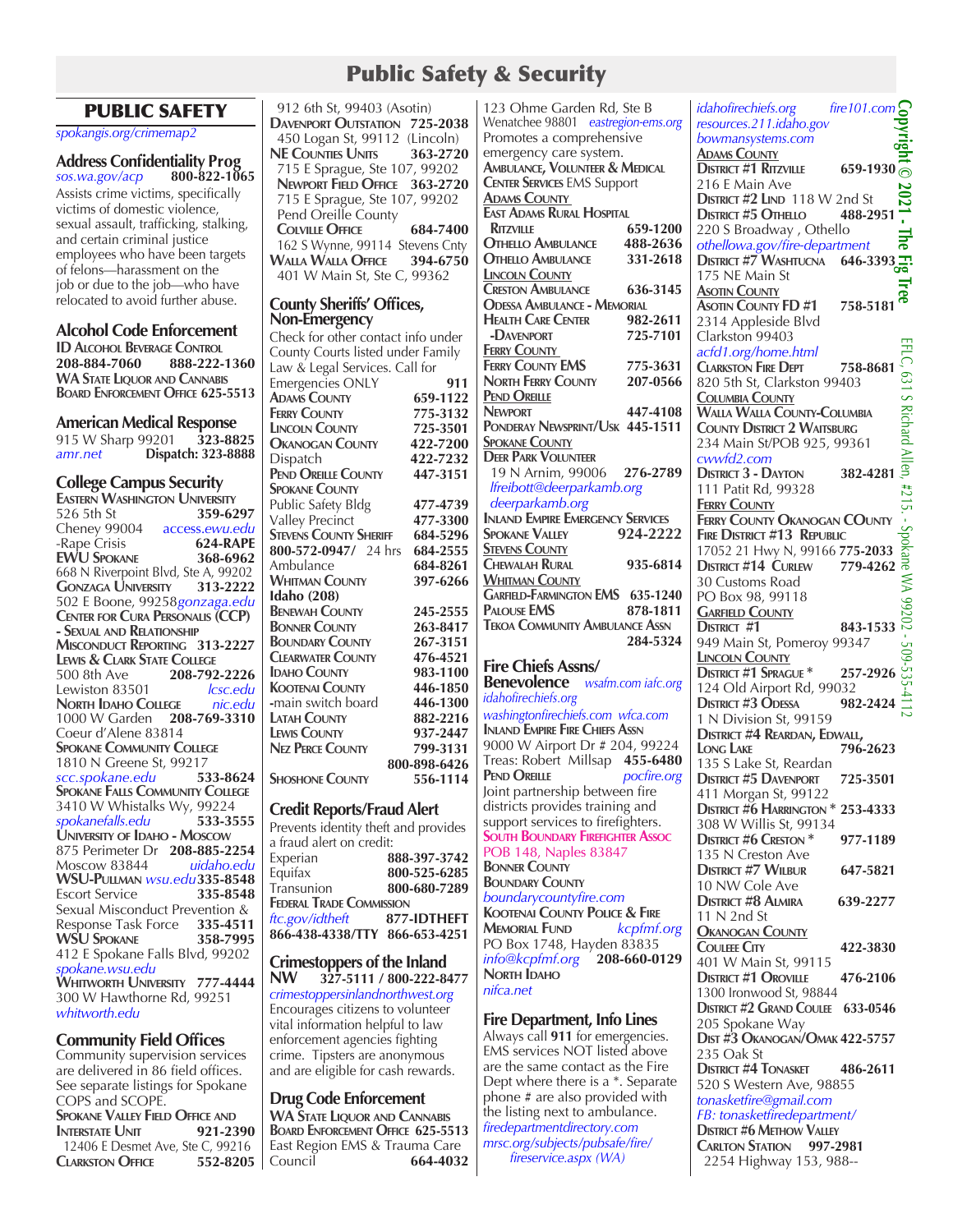# Public Safety & Security

## PUBLIC SAFETY

*spokangis.org/crimemap2*

### Address Confidentiality Prog

*sos.wa.gov/acp* **800-822-1065**

Assists crime victims, specifically victims of domestic violence, sexual assault, trafficking, stalking, and certain criminal justice employees who have been targets of felons—harassment on the job or due to the job—who have relocated to avoid further abuse.

### Alcohol Code Enforcement

**ID Alcohol Beverage Control**
**208-884-7060 888-222-1360**
**WA State Liquor and Cannabis Board Enforcement Office 625-5513**

### American Medical Response

915 W Sharp 99201 **323-8825**
*amr.net* **Dispatch: 323-8888**

### College Campus Security

**Eastern Washington University**
526 5th St **359-6297**
Cheney 99004 *access.ewu.edu*
-Rape Crisis **624-RAPE**
**EWU Spokane 368-6962**
668 N Riverpoint Blvd, Ste A, 99202
**Gonzaga University 313-2222**
502 E Boone, 99258 *gonzaga.edu*
**Center for Cura Personalis (CCP) - Sexual and Relationship Misconduct Reporting 313-2227**
**Lewis & Clark State College**
500 8th Ave **208-792-2226**
Lewiston 83501 *lcsc.edu*
**North Idaho College** *nic.edu*
1000 W Garden **208-769-3310**
Coeur d'Alene 83814
**Spokane Community College**
1810 N Greene St, 99217
*scc.spokane.edu* **533-8624**
**Spokane Falls Community College**
3410 W Whitalks Wy, 99224
*spokanefalls.edu* **533-3555**
**University of Idaho - Moscow**
875 Perimeter Dr **208-885-2254**
Moscow 83844 *uidaho.edu*
**WSU-Pullman** *wsu.edu* **335-8548**
Escort Service **335-8548**
Sexual Misconduct Prevention & Response Task Force **335-4511**
**WSU Spokane 358-7995**
412 E Spokane Falls Blvd, 99202
*spokane.wsu.edu*
**Whitworth University 777-4444**
300 W Hawthorne Rd, 99251
*whitworth.edu*

### Community Field Offices

Community supervision services are delivered in 86 field offices. See separate listings for Spokane COPS and SCOPE.

**Spokane Valley Field Office and Interstate Unit 921-2390**
12406 E Desmet Ave, Ste C, 99216
**Clarkston Office 552-8205**
912 6th St, 99403 (Asotin)
**Davenport Outstation 725-2038**
450 Logan St, 99112 (Lincoln)
**NE Counties Units 363-2720**
715 E Sprague, Ste 107, 99202
**Newport Field Office 363-2720**
715 E Sprague, Ste 107, 99202
Pend Oreille County
**Colville Office 684-7400**
162 S Wynne, 99114 Stevens Cnty
**Walla Walla Office 394-6750**
401 W Main St, Ste C, 99362

### County Sheriffs' Offices, Non-Emergency

Check for other contact info under County Courts listed under Family Law & Legal Services. Call for Emergencies ONLY **911**

**Adams County 659-1122**
**Ferry County 775-3132**
**Lincoln County 725-3501**
**Okanogan County 422-7200**
Dispatch **422-7232**
**Pend Oreille County 447-3151**
**Spokane County**
Public Safety Bldg **477-4739**
Valley Precinct **477-3300**
**Stevens County Sheriff 684-5296**
**800-572-0947/** 24 hrs **684-2555**
Ambulance **684-8261**
**Whitman County 397-6266**
**Idaho (208)**
**Benewah County 245-2555**
**Bonner County 263-8417**
**Boundary County 267-3151**
**Clearwater County 476-4521**
**Idaho County 983-1100**
**Kootenai County 446-1850**
-main switch board **446-1300**
**Latah County 882-2216**
**Lewis County 937-2447**
**Nez Perce County 799-3131**
**800-898-6426**
**Shoshone County 556-1114**

### Credit Reports/Fraud Alert

Prevents identity theft and provides a fraud alert on credit:

Experian **888-397-3742**
Equifax **800-525-6285**
Transunion **800-680-7289**
**Federal Trade Commission**
*ftc.gov/idtheft* **877-IDTHEFT**
**866-438-4338/TTY 866-653-4251**

### Crimestoppers of the Inland NW

**327-5111 / 800-222-8477**
*crimestoppersinlandnorthwest.org*
Encourages citizens to volunteer vital information helpful to law enforcement agencies fighting crime. Tipsters are anonymous and are eligible for cash rewards.

### Drug Code Enforcement

**WA State Liquor and Cannabis Board Enforcement Office 625-5513**
East Region EMS & Trauma Care Council **664-4032**
123 Ohme Garden Rd, Ste B
Wenatchee 98801 *eastregion-ems.org*
Promotes a comprehensive emergency care system.
**Ambulance, Volunteer & Medical Center Services** EMS Support
**Adams County**
**East Adams Rural Hospital Ritzville 659-1200**
**Othello Ambulance 488-2636**
**Othello Ambulance 331-2618**
**Lincoln County**
**Creston Ambulance 636-3145**
**Odessa Ambulance - Memorial Health Care Center 982-2611**
**-Davenport 725-7101**
**Ferry County**
**Ferry County EMS 775-3631**
**North Ferry County 207-0566**
**Pend Oreille**
**Newport 447-4108**
**Ponderay Newsprint/Usk 445-1511**
**Spokane County**
**Deer Park Volunteer**
19 N Arnim, 99006 **276-2789**
*lfreibott@deerparkamb.org*
*deerparkamb.org*
**Inland Empire Emergency Services**
**Spokane Valley 924-2222**
**Stevens County**
**Chewalah Rural 935-6814**
**Whitman County**
**Garfield-Farmington EMS 635-1240**
**Palouse EMS 878-1811**
**Tekoa Community Ambulance Assn 284-5324**

### Fire Chiefs Assns/ Benevolence

*wsafm.com iafc.org*
*idahofirechiefs.org*
*washingtonfirechiefs.com wfca.com*
**Inland Empire Fire Chiefs Assn**
9000 W Airport Dr # 204, 99224
Treas: Robert Millsap **455-6480**
**Pend Oreille** *pocfire.org*
Joint partnership between fire districts provides training and support services to firefighters.
**South Boundary Firefighter Assoc**
POB 148, Naples 83847
**Bonner County**
**Boundary County**
*boundarycountyfire.com*
**Kootenai County Police & Fire Memorial Fund** *kcpfmf.org*
PO Box 1748, Hayden 83835
*info@kcpfmf.org* **208-660-0129**
**North Idaho**
*nifca.net*

### Fire Department, Info Lines

Always call **911** for emergencies. EMS services NOT listed above are the same contact as the Fire Dept where there is a *. Separate phone # are also provided with the listing next to ambulance.
*firedepartmentdirectory.com*
*mrsc.org/subjects/pubsafe/fire/fireservice.aspx (WA)*
*idahofirechiefs.org* *fire101.com*
*resources.211.idaho.gov*
*bowmansystems.com*

**Adams County**
**District #1 Ritzville 659-1930**
216 E Main Ave
**District #2 Lind** 118 W 2nd St
**District #5 Othello 488-2951**
220 S Broadway , Othello
*othellowa.gov/fire-department*
**District #7 Washtucna 646-3393**
175 NE Main St
**Asotin County**
**Asotin County FD #1 758-5181**
2314 Appleside Blvd
Clarkston 99403
*acfd1.org/home.html*
**Clarkston Fire Dept 758-8681**
820 5th St, Clarkston 99403
**Columbia County**
**Walla Walla County-Columbia County District 2 Waitsburg**
234 Main St/POB 925, 99361
*cwwfd2.com*
**District 3 - Dayton 382-4281**
111 Patit Rd, 99328
**Ferry County**
**Ferry County Okanogan COunty Fire District #13 Republic**
17052 21 Hwy N, 99166 **775-2033**
**District #14 Curlew 779-4262**
30 Customs Road
PO Box 98, 99118
**Garfield County**
**District #1 843-1533**
949 Main St, Pomeroy 99347
**Lincoln County**
**District #1 Sprague * 257-2926**
124 Old Airport Rd, 99032
**District #3 Odessa 982-2424**
1 N Division St, 99159
**District #4 Reardan, Edwall, Long Lake 796-2623**
135 S Lake St, Reardan
**District #5 Davenport 725-3501**
411 Morgan St, 99122
**District #6 Harrington * 253-4333**
308 W Willis St, 99134
**District #6 Creston * 977-1189**
135 N Creston Ave
**District #7 Wilbur 647-5821**
10 NW Cole Ave
**District #8 Almira 639-2277**
11 N 2nd St
**Okanogan County**
**Coulee City 422-3830**
401 W Main St, 99115
**District #1 Oroville 476-2106**
1300 Ironwood St, 98844
**District #2 Grand Coulee 633-0546**
205 Spokane Way
**Dist #3 Okanogan/Omak 422-5757**
235 Oak St
**District #4 Tonasket 486-2611**
520 S Western Ave, 98855
*tonasketfire@gmail.com*
*FB: tonasketfiredepartment/*
**District #6 Methow Valley**
**Carlton Station 997-2981**
2254 Highway 153, 988--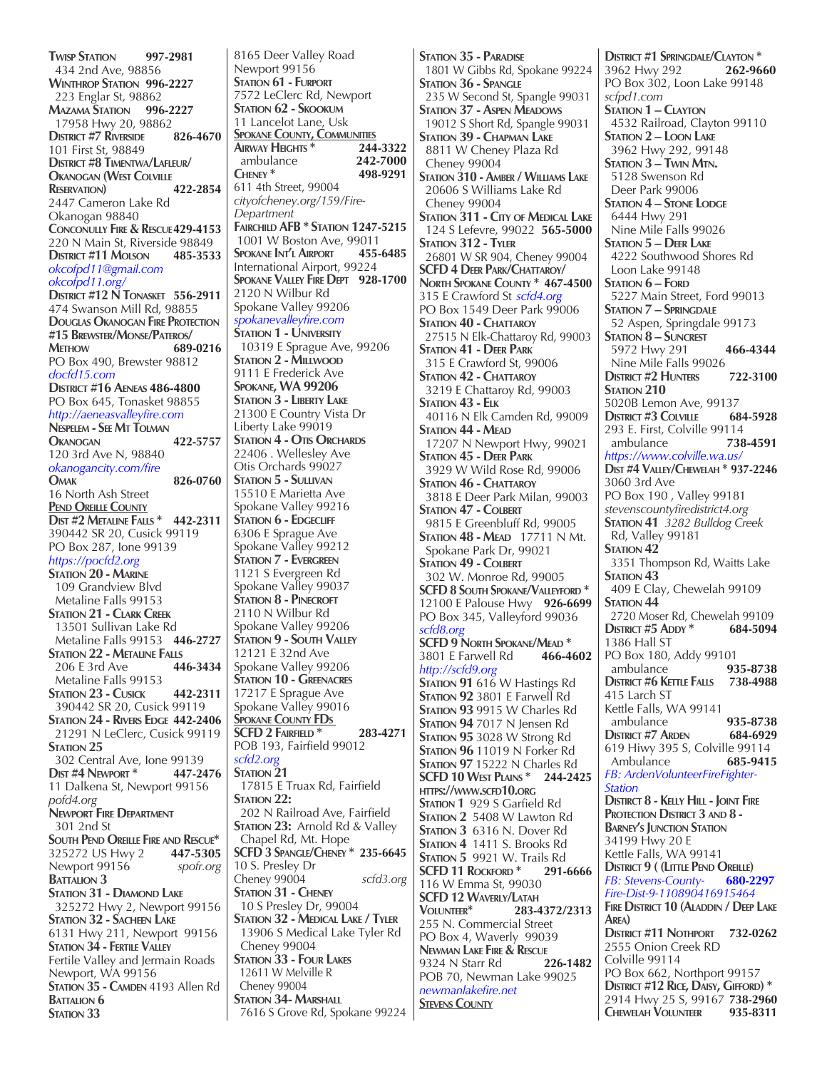**Twisp Station** **997-2981**
434 2nd Ave, 98856
**Winthrop Station** **996-2227**
223 Englar St, 98862
**Mazama Station** **996-2227**
17958 Hwy 20, 98862
**District #7 Riverside** **826-4670**
101 First St, 98849
**District #8 Timentwa/Lafleur/ Okanogan (West Colville Reservation)** **422-2854**
2447 Cameron Lake Rd
Okanogan 98840
**Conconully Fire & Rescue** **429-4153**
220 N Main St, Riverside 98849
**District #11 Molson** **485-3533**
*okcofpd11@gmail.com*
*okcofpd11.org/*
**District #12 N Tonasket** **556-2911**
474 Swanson Mill Rd, 98855
**Douglas Okanogan Fire Protection #15 Brewster/Monse/Pateros/ Methow** **689-0216**
PO Box 490, Brewster 98812
*docfd15.com*
**District #16 Aeneas** **486-4800**
PO Box 645, Tonasket 98855
*http://aeneasvalleyfire.com*
**Nespelem - See Mt Tolman**
**Okanogan** **422-5757**
120 3rd Ave N, 98840
*okanogancity.com/fire*
**Omak** **826-0760**
16 North Ash Street

**Pend Oreille County**

**Dist #2 Metaline Falls** * **442-2311**
390442 SR 20, Cusick 99119
PO Box 287, Ione 99139
*https://pocfd2.org*
**Station 20 - Marine**
109 Grandview Blvd
Metaline Falls 99153
**Station 21 - Clark Creek**
13501 Sullivan Lake Rd
Metaline Falls 99153 **446-2727**
**Station 22 - Metaline Falls**
206 E 3rd Ave **446-3434**
Metaline Falls 99153
**Station 23 - Cusick** **442-2311**
390442 SR 20, Cusick 99119
**Station 24 - Rivers Edge** **442-2406**
21291 N LeClerc, Cusick 99119
**Station 25**
302 Central Ave, Ione 99139
**Dist #4 Newport** * **447-2476**
11 Dalkena St, Newport 99156
*pofd4.org*
**Newport Fire Department**
301 2nd St
**South Pend Oreille Fire and Rescue*** 
325272 US Hwy 2 **447-5305**
Newport 99156 *spofr.org*
**Battalion 3**
**Station 31 - Diamond Lake**
325272 Hwy 2, Newport 99156
**Station 32 - Sacheen Lake**
6131 Hwy 211, Newport 99156
**Station 34 - Fertile Valley**
Fertile Valley and Jermain Roads
Newport, WA 99156
**Station 35 - Camden** 4193 Allen Rd
**Battalion 6**
**Station 33**
8165 Deer Valley Road
Newport 99156
**Station 61 - Furport**
7572 LeClerc Rd, Newport
**Station 62 - Skookum**
11 Lancelot Lane, Usk

**Spokane County, Communities**

**Airway Heights** * **244-3322**
ambulance **242-7000**
**Cheney** * **498-9291**
611 4th Street, 99004
*cityofcheney.org/159/Fire-Department*
**Fairchild AFB * Station** **1247-5215**
1001 W Boston Ave, 99011
**Spokane Int'l Airport** **455-6485**
International Airport, 99224
**Spokane Valley Fire Dept** **928-1700**
2120 N Wilbur Rd
Spokane Valley 99206
*spokanevalleyfire.com*
**Station 1 - University**
10319 E Sprague Ave, 99206
**Station 2 - Millwood**
9111 E Frederick Ave
**Spokane, WA 99206**
**Station 3 - Liberty Lake**
21300 E Country Vista Dr
Liberty Lake 99019
**Station 4 - Otis Orchards**
22406 . Wellesley Ave
Otis Orchards 99027
**Station 5 - Sullivan**
15510 E Marietta Ave
Spokane Valley 99216
**Station 6 - Edgecliff**
6306 E Sprague Ave
Spokane Valley 99212
**Station 7 - Evergreen**
1121 S Evergreen Rd
Spokane Valley 99037
**Station 8 - Pinecroft**
2110 N Wilbur Rd
Spokane Valley 99206
**Station 9 - South Valley**
12121 E 32nd Ave
Spokane Valley 99206
**Station 10 - Greenacres**
17217 E Sprague Ave
Spokane Valley 99016

**Spokane County FDs**

**SCFD 2 Fairfield** * **283-4271**
POB 193, Fairfield 99012
*scfd2.org*
**Station 21**
17815 E Truax Rd, Fairfield
**Station 22:**
202 N Railroad Ave, Fairfield
**Station 23:** Arnold Rd & Valley Chapel Rd, Mt. Hope
**SCFD 3 Spangle/Cheney** * **235-6645**
10 S. Presley Dr
Cheney 99004 *scfd3.org*
**Station 31 - Cheney**
10 S Presley Dr, 99004
**Station 32 - Medical Lake / Tyler**
13906 S Medical Lake Tyler Rd
Cheney 99004
**Station 33 - Four Lakes**
12611 W Melville R
Cheney 99004
**Station 34- Marshall**
7616 S Grove Rd, Spokane 99224
**Station 35 - Paradise**
1801 W Gibbs Rd, Spokane 99224
**Station 36 - Spangle**
235 W Second St, Spangle 99031
**Station 37 - Aspen Meadows**
19012 S Short Rd, Spangle 99031
**Station 39 - Chapman Lake**
8811 W Cheney Plaza Rd
Cheney 99004
**Station 310 - Amber / Williams Lake**
20606 S Williams Lake Rd
Cheney 99004
**Station 311 - City of Medical Lake**
124 S Lefevre, 99022 **565-5000**
**Station 312 - Tyler**
26801 W SR 904, Cheney 99004
**SCFD 4 Deer Park/Chattaroy/ North Spokane County** * **467-4500**
315 E Crawford St *scfd4.org*
PO Box 1549 Deer Park 99006
**Station 40 - Chattaroy**
27515 N Elk-Chattaroy Rd, 99003
**Station 41 - Deer Park**
315 E Crawford St, 99006
**Station 42 - Chattaroy**
3219 E Chattaroy Rd, 99003
**Station 43 - Elk**
40116 N Elk Camden Rd, 99009
**Station 44 - Mead**
17207 N Newport Hwy, 99021
**Station 45 - Deer Park**
3929 W Wild Rose Rd, 99006
**Station 46 - Chattaroy**
3818 E Deer Park Milan, 99003
**Station 47 - Colbert**
9815 E Greenbluff Rd, 99005
**Station 48 - Mead** 17711 N Mt. Spokane Park Dr, 99021
**Station 49 - Colbert**
302 W. Monroe Rd, 99005
**SCFD 8 South Spokane/Valleyford** *
12100 E Palouse Hwy **926-6699**
PO Box 345, Valleyford 99036
*scfd8.org*
**SCFD 9 North Spokane/Mead** *
3801 E Farwell Rd **466-4602**
*http://scfd9.org*
**Station 91** 616 W Hastings Rd
**Station 92** 3801 E Farwell Rd
**Station 93** 9915 W Charles Rd
**Station 94** 7017 N Jensen Rd
**Station 95** 3028 W Strong Rd
**Station 96** 11019 N Forker Rd
**Station 97** 15222 N Charles Rd
**SCFD 10 West Plains** * **244-2425**
**https://www.scfd10.org**
**Station 1** 929 S Garfield Rd
**Station 2** 5408 W Lawton Rd
**Station 3** 6316 N. Dover Rd
**Station 4** 1411 S. Brooks Rd
**Station 5** 9921 W. Trails Rd
**SCFD 11 Rockford** * **291-6666**
116 W Emma St, 99030
**SCFD 12 Waverly/Latah Volunteer*** **283-4372/2313**
255 N. Commercial Street
PO Box 4, Waverly 99039
**Newman Lake Fire & Rescue**
9324 N Starr Rd **226-1482**
POB 70, Newman Lake 99025
*newmanlakefire.net*

**Stevens County**

**District #1 Springdale/Clayton** *
3962 Hwy 292 **262-9660**
PO Box 302, Loon Lake 99148
*scfpd1.com*
**Station 1 – Clayton**
4532 Railroad, Clayton 99110
**Station 2 – Loon Lake**
3962 Hwy 292, 99148
**Station 3 – Twin Mtn.**
5128 Swenson Rd
Deer Park 99006
**Station 4 – Stone Lodge**
6444 Hwy 291
Nine Mile Falls 99026
**Station 5 – Deer Lake**
4222 Southwood Shores Rd
Loon Lake 99148
**Station 6 – Ford**
5227 Main Street, Ford 99013
**Station 7 – Springdale**
52 Aspen, Springdale 99173
**Station 8 – Suncrest**
5972 Hwy 291 **466-4344**
Nine Mile Falls 99026
**District #2 Hunters** **722-3100**
**Station 210**
5020B Lemon Ave, 99137
**District #3 Colville** **684-5928**
293 E. First, Colville 99114
ambulance **738-4591**
*https://www.colville.wa.us/*
**Dist #4 Valley/Chewelah** * **937-2246**
3060 3rd Ave
PO Box 190 , Valley 99181
*stevenscountyfiredistrict4.org*
**Station 41** *3282 Bulldog Creek Rd, Valley 99181*
**Station 42**
3351 Thompson Rd, Waitts Lake
**Station 43**
409 E Clay, Chewelah 99109
**Station 44**
2720 Moser Rd, Chewelah 99109
**District #5 Addy** * **684-5094**
1386 Hall ST
PO Box 180, Addy 99101
ambulance **935-8738**
**District #6 Kettle Falls** **738-4988**
415 Larch ST
Kettle Falls, WA 99141
ambulance **935-8738**
**District #7 Arden** **684-6929**
619 Hiwy 395 S, Colville 99114
Ambulance **685-9415**
*FB: ArdenVolunteerFireFighter-Station*
**District 8 - Kelly Hill - Joint Fire Protection District 3 and 8 - Barney's Junction Station**
34199 Hwy 20 E
Kettle Falls, WA 99141
**District 9 ( (Little Pend Oreille)**
*FB: Stevens-County-Fire-Dist-9-110890416915464* **680-2297**
**Fire District 10 (Aladdin / Deep Lake Area)**
**District #11 Nothport** **732-0262**
2555 Onion Creek RD
Colville 99114
PO Box 662, Northport 99157
**District #12 Rice, Daisy, Gifford)** *
2914 Hwy 25 S, 99167 **738-2960**
**Chewelah Volunteer** **935-8311**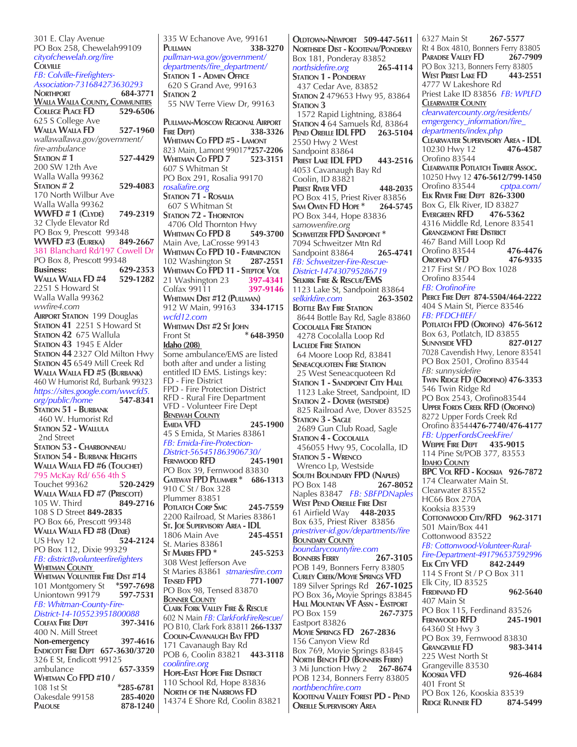301 E. Clay Avenue
PO Box 258, Chewelah99109
*cityofchewelah.org/fire*
**Colville**
*FB: Colville-Firefighters-Association-731684273630293*
**Northport** 684-3771
**Walla Walla County, Communities**
**College Place FD** 529-6506
625 S College Ave
**Walla Walla FD** 527-1960
*wallawallawa.gov/government/fire-ambulance*
**Station # 1** 527-4429
200 SW 12th Ave
Walla Walla 99362
**Station # 2** 529-4083
170 North Wilbur Ave
Walla Walla 99362
**WWFD # 1 (Clyde)** 749-2319
32 Clyde Elevator Rd
PO Box 9, Prescott 99348
**WWFD #3 (Eureka)** 849-2667
381 Blanchard Rd/197 Cowell Dr
PO Box 8, Prescott 99348
**Business:** 629-2353
**Walla Walla FD #4** 529-1282
2251 S Howard St
Walla Walla 99362
*wwfire4.com*
**Airport Station** 199 Douglas
**Station 41** 2251 S Howard St
**Station 42** 675 Wallula
**Station 43** 1945 E Alder
**Station 44** 2327 Old Milton Hwy
**Station 45** 6549 Mill Creek Rd
**Walla Walla FD #5 (Burbank)**
460 W Humorist Rd, Burbank 99323
*https://sites.google.com/wwcfd5.org/public/home* 547-8341
**Station 51 - Burbank**
460 W. Humorist Rd
**Station 52 - Wallula**
2nd Street
**Station 53 - Charbonneau**
**Station 54 - Burbank Heights**
**Walla Walla FD #6 (Touchet)**
795 McKay Rd/ 656 4th S
Touchet 99362 520-2429
**Walla Walla FD #7 (Prescott)**
105 W. Third 849-2716
108 S D Street **849-2835**
PO Box 66, Prescott 99348
**Walla Walla FD #8 (Dixie)**
US Hwy 12 524-2124
PO Box 112, Dixie 99329
*FB: district8volunteerfirefighters*
**Whitman County**
**Whitman Volunteer Fire Dist #14**
101 Montgomery St *597-7698
Uniontown 99179 597-7531
*FB: Whitman-County-Fire-District-14-105523951800088*
**Colfax Fire Dept** 397-3416
400 N. Mill Street
**Non-emergency** 397-4616
**Endicott Fire Dept** 657-3630/3720
326 E St, Endicott 99125
ambulance 657-3359
**Whitman Co FPD #10 /**
108 1st St *285-6781
Oakesdale 99158 285-4020
**Palouse** 878-1240
335 W Echanove Ave, 99161
**Pullman** 338-3270
*pullman-wa.gov/government/departments/fire_department/*
**Station 1 - Admin Office**
620 S Grand Ave, 99163
**Station 2**
55 NW Terre View Dr, 99163

**Pullman-Moscow Regional Airport Fire Dept)** 338-3326
**Whitman Co FPD #5 - Lamont**
823 Main, Lamont 99017***257-2206**
**Whitman Co FPD 7** 523-3151
607 S Whitman St
PO Box 291, Rosalia 99170
*rosaliafire.org*
**Station 71 - Rosalia**
607 S Whitman St
**Station 72 - Thornton**
4706 Old Thornton Hwy
**Whitman Co FPD 8** 549-3700
Main Ave, LaCrosse 99143
**Whitman Co FPD 10 - Farmington**
102 Washington St 287-2551
**Whitman Co FPD 11 - Steptoe Vol**
21 Washington 23 397-4341
Colfax 99111 397-9146
**Whitman Dist #12 (Pullman)**
912 W Main, 99163 334-1715
*wcfd12.com*
**Whitman Dist #2 St John**
Front St * 648-3950

## Idaho (208)

Some ambulance/EMS are listed both after and under a listing entitled ID EMS. Listings key:
FD - Fire District
FPD - Fire Protection District
RFD - Rural Fire Department
VFD - Volunteer Fire Dept

**Benewah County**
**Emida VFD** 245-1900
45 S Emida, St Maries 83861
*FB: Emida-Fire-Protection-District-565451863906730/*
**Fernwood RFD** 245-1901
PO Box 39, Fernwood 83830
**Gateway FPD Plummer *** 686-1313
910 C St / Box 328
Plummer 83851
**Potlatch Corp Smc** 245-7559
2200 Railroad, St Maries 83861
**St. Joe Supervisory Area - IDL**
1806 Main Ave 245-4551
St. Maries 83861
**St Maries FPD *** 245-5253
308 West Jefferson Ave
St Maries 83861 *stmariesfire.com*
**Tensed FPD** 771-1007
PO Box 98, Tensed 83870
**Bonner County**
**Clark Fork Valley Fire & Rescue**
602 N Main *FB: ClarkForkFireRescue/*
PO B10, Clark Fork 83811 **266-1337**
**Coolin-Cavanaugh Bay FPD**
171 Cavanaugh Bay Rd
POB 6, Coolin 83821 443-3118
*coolinfire.org*
**Hope-East Hope Fire District**
110 School Rd, Hope 83836
**North of the Narrows FD**
14374 E Shore Rd, Coolin 83821
**Oldtown-Newport** 509-447-5611
**Northside Dist - Kootenai/Ponderay**
Box 181, Ponderay 83852
*northsidefire.org* 265-4114
**Station 1 - Ponderay**
437 Cedar Ave, 83852
**Station 2** 479653 Hwy 95, 83864
**Station 3**
1572 Rapid Lightning, 83864
**Station 4** 64 Samuels Rd, 83864
**Pend Oreille IDL FPD** 263-5104
2550 Hwy 2 West
Sandpoint 83864
**Priest Lake IDL FPD** 443-2516
4053 Cavanaugh Bay Rd
Coolin, ID 83821
**Priest River VFD** 448-2035
PO Box 415, Priest River 83856
**Sam Owen FD Hope *** 264-5745
PO Box 344, Hope 83836
*samowenfire.org*
**Schweitzer FPD Sandpoint ***
7094 Schweitzer Mtn Rd
Sandpoint 83864 265-4741
*FB: Schweitzer-Fire-Rescue-District-147430795286719*
**Selkirk Fire & Rescue/EMS**
1123 Lake St, Sandpoint 83864
*selkirkfire.com* 263-3502
**Bottle Bay Fire Station**
8644 Bottle Bay Rd, Sagle 83860
**Cocolalla Fire Station**
4278 Cocolalla Loop Rd
**Laclede Fire Station**
64 Moore Loop Rd, 83841
**Seneacquoteen Fire Station**
25 West Seneacquoteen Rd
**Station 1 - Sandpoint City Hall**
1123 Lake Street, Sandpoint, ID
**Station 2 - Dover (westside)**
825 Railroad Ave, Dover 83525
**Station 3 - Sagle**
2689 Gun Club Road, Sagle
**Station 4 - Cocolalla**
456055 Hwy 95, Cocolalla, ID
**Station 5 - Wrenco**
Wrenco Lp, Westside
**South Boundary FPD (Naples)**
PO Box 148 267-8052
Naples 83847 *FB: SBFPDNaples*
**West Pend Oreille Fire Dist**
61 Airfield Way 448-2035
Box 635, Priest River 83856
*priestriver-id.gov/departments/fire*
**Boundary County**
*boundarycountyfire.com*
**Bonners Ferry** 267-3105
POB 149, Bonners Ferry 83805
**Curley Creek/Moyie Springs VFD**
189 Silver Springs Rd **267-1025**
PO Box 36**,** Moyie Springs 83845
**Hall Mountain VF Assn - Eastport**
PO Box 159 267-7375
Eastport 83826
**Moyie Springs FD 267-2836**
156 Canyon View Rd
Box 769, Moyie Springs 83845
**North Bench FD (Bonners Ferry)**
3 Mi Junction Hwy 2 267-8674
POB 1234, Bonners Ferry 83805
*northbenchfire.com*
**Kootenai Valley Forest PD - Pend Oreille Supervisory Area**
6327 Main St 267-5577
Rt 4 Box 4810, Bonners Ferry 83805
**Paradise Valley FD** 267-7909
PO Box 3213, Bonners Ferry 83805
**West Priest Lake FD** 443-2551
4777 W Lakeshore Rd
Priest Lake ID 83856 *FB: WPLFD*
**Clearwater County**
*clearwatercounty.org/residents/emergency_information/fire_departments/index.php*
**Clearwater Supervisory Area - IDL**
10230 Hwy 12 476-4587
Orofino 83544
**Clearwater Potlatch Timber Assoc.**
10250 Hwy 12 **476-5612/799-1450**
Orofino 83544 *cptpa.com/*
**Elk River Fire Dept 826-3300**
Box G, Elk River, ID 83827
**Evergreen RFD** 476-5362
4316 Middle Rd, Lenore 83541
**Grangemont Fire District**
467 Band Mill Loop Rd
Orofino 83544 476-4476
**Orofino VFD** 476-9335
217 First St / PO Box 1028
Orofino 83544
*FB: OrofinoFire*
**Pierce Fire Dept 874-5504/464-2222**
404 S Main St, Pierce 83546
*FB: PFDCHIEF/*
**Potlatch FPD (Orofino) 476-5612**
Box 63, Potlatch, ID 83855
**Sunnyside VFD** 827-0127
7028 Cavendish Hwy, Lenore 83541
PO Box 2501, Orofino 83544
*FB: sunnysidefire*
**Twin Ridge FD (Orofino) 476-3353**
546 Twin Ridge Rd
PO Box 2543, Orofino83544
**Upper Fords Creek RFD (Orofino)**
8272 Upper Fords Creek Rd
Orofino 83544**476-7740/476-4177**
*FB: UpperFordsCreekFire/*
**Weippe Fire Dept** 435-9015
114 Pine St/POB 377, 83553
**Idaho County**
**BPC Vol RFD - Kooskia 926-7872**
174 Clearwater Main St.
Clearwater 83552
HC66 Box 270A
Kooksia 83539
**Cottonwood City/RFD 962-3171**
501 Main/Box 441
Cottonwood 83522
*FB: Cottonwood-Volunteer-Rural-Fire-Department-491796537592996*
**Elk City VFD** 842-2449
114 S Front St / P O Box 311
Elk City, ID 83525
**Ferdinand FD** 962-5640
407 Main St
PO Box 115, Ferdinand 83526
**Fernwood RFD** 245-1901
64360 St Hwy 3
PO Box 39, Fernwood 83830
**Grangeville FD** 983-3414
225 West North St
Grangeville 83530
**Kooskia VFD** 926-4684
401 Front St
PO Box 126, Kooskia 83539
**Ridge Runner FD** 874-5499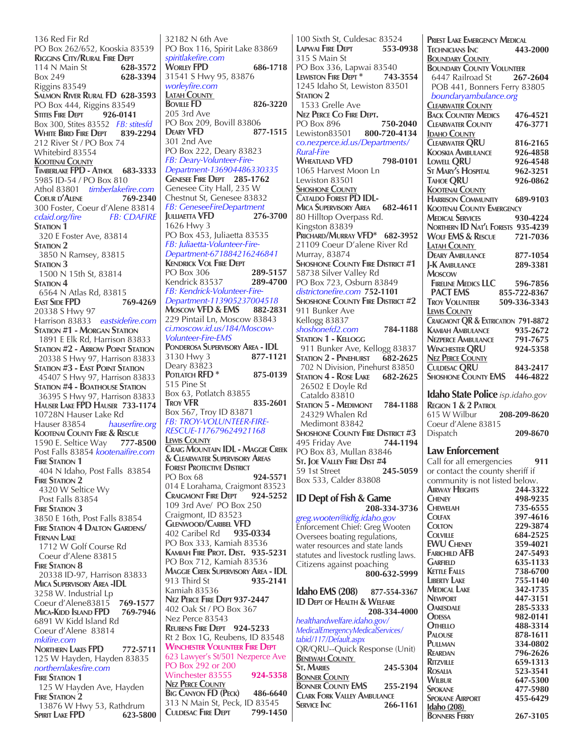136 Red Fir Rd
PO Box 262/652, Kooskia 83539

**Riggins City/Rural Fire Dept**
114 N Main St **628-3572**
Box 249 **628-3394**
Riggins 83549

**Salmon River Rural FD 628-3593**
PO Box 444, Riggins 83549

**Stites Fire Dept 926-0141**
Box 300, Stites 83552 *FB: stitesfd*

**White Bird Fire Dept 839-2294**
212 River St / PO Box 74
Whitebird 83554

**Kootenai County**

**Timberlake FPD - Athol 683-3333**
5985 ID-54 / PO Box 810
Athol 83801 *timberlakefire.com*

**Coeur d'Alene 769-2340**
300 Foster, Coeur d'Alene 83814
*cdaid.org/fire* *FB: CDAFIRE*

**Station 1**
320 E Foster Ave, 83814

**Station 2**
3850 N Ramsey, 83815

**Station 3**
1500 N 15th St, 83814

**Station 4**
6564 N Atlas Rd, 83815

**East Side FPD 769-4269**
20338 S Hwy 97
Harrison 83833 *eastsidefire.com*

**Station #1 - Morgan Station**
1891 E Elk Rd, Harrison 83833

**Station #2 - Arrow Point Station**
20338 S Hwy 97, Harrison 83833

**Station #3 - East Point Station**
45407 S Hwy 97, Harrison 83833

**Station #4 - Boathouse Station**
36395 S Hwy 97, Harrison 83833

**Hauser Lake FPD Hauser 733-1174**
10728N Hauser Lake Rd
Hauser 83854 *hauserfire.org*

**Kootenai County Fire & Rescue**
1590 E. Seltice Way **777-8500**
Post Falls 83854 *kootenaifire.com*

**Fire Station 1**
404 N Idaho, Post Falls 83854

**Fire Station 2**
4320 W Seltice Wy
Post Falls 83854

**Fire Station 3**
3850 E 16th, Post Falls 83854

**Fire Station 4 Dalton Gardens/ Fernan Lake**
1712 W Golf Course Rd
Coeur d'Alene 83815

**Fire Station 8**
20338 ID-97, Harrison 83833

**Mica Supervisory Area -IDL**
3258 W. Industrial Lp
Coeur d'Alene83815 **769-1577**

**Mica-Kidd Island FPD 769-7946**
6891 W Kidd Island Rd
Coeur d'Alene 83814
*mkifire.com*

**Northern Lakes FPD 772-5711**
125 W Hayden, Hayden 83835
*northernlakesfire.com*

**Fire Station 1**
125 W Hayden Ave, Hayden

**Fire Station 2**
13876 W Hwy 53, Rathdrum

**Spirit Lake FPD 623-5800**
32182 N 6th Ave
PO Box 116, Spirit Lake 83869
*spiritlakefire.com*

**Worley FPD 686-1718**
31541 S Hwy 95, 83876
*worleyfire.com*

**Latah County**

**Boville FD 826-3220**
205 3rd Ave
PO Box 209, Bovill 83806

**Deary VFD 877-1515**
301 2nd Ave
PO Box 222, Deary 83823
*FB: Deary-Volunteer-Fire-Department-136904486330335*

**Genesee Fire Dept 285-1762**
Genesee City Hall, 235 W Chestnut St, Genesee 83832
*FB: GeneseeFireDepartment*

**Juliaetta VFD 276-3700**
1626 Hwy 3
PO Box 453, Juliaetta 83535
*FB: Juliaetta-Volunteer-Fire-Department-671884216246841*

**Kendrick Vol Fire Dept**
PO Box 306 **289-5157**
Kendrick 83537 **289-4700**
*FB: Kendrick-Volunteer-Fire-Department-113905237004518*

**Moscow VFD & EMS 882-2831**
229 Pintail Ln, Moscow 83843
*ci.moscow.id.us/184/Moscow-Volunteer-Fire-EMS*

**Ponderosa Supervisory Area - IDL**
3130 Hwy 3 **877-1121**
Deary 83823

**Potlatch RFD * 875-0139**
515 Pine St
Box 63, Potlatch 83855

**Troy VFR 835-2601**
Box 567, Troy ID 83871
*FB: TROY-VOLUNTEER-FIRE-RESCUE-117679624921168*

**Lewis County**

**Craig Mountain IDL - Maggie Creek & Clearwater Supervisory Areas Forest Protective District**
PO Box 68 **924-5571**
014 E Lorahama, Craigmont 83523

**Craigmont Fire Dept 924-5252**
109 3rd Ave/ PO Box 250
Craigmont, ID 83523

**Glenwood/Caribel VFD**
402 Caribel Rd **935-0334**
PO Box 333, Kamiah 83536

**Kamiah Fire Prot. Dist. 935-5231**
PO Box 712, Kamiah 83536

**Maggie Creek Supervisory Area - IDL**
913 Third St **935-2141**
Kamiah 83536

**Nez Perce Fire Dept 937-2447**
402 Oak St / PO Box 367
Nez Perce 83543

**Reubens Fire Dept 924-5233**
Rt 2 Box 1G, Reubens, ID 83548

**Winchester Volunteer Fire Dept**
623 Lawyer's St/501 Nezperce Ave
PO Box 292 or 200
Winchester 83555 **924-5358**

**Nez Perce County**

**Big Canyon FD (Peck) 486-6640**
313 N Main St, Peck, ID 83545

**Culdesac Fire Dept 799-1450**
100 Sixth St, Culdesac 83524

**Lapwai Fire Dept 553-0938**
315 S Main St
PO Box 336, Lapwai 83540

**Lewiston Fire Dept * 743-3554**
1245 Idaho St, Lewiston 83501

**Station 2**
1533 Grelle Ave

**Nez Perce Co Fire Dept.**
PO Box 896 **750-2040**
Lewiston83501 **800-720-4134**
*co.nezperce.id.us/Departments/Rural-Fire*

**Wheatland VFD 798-0101**
1065 Harvest Moon Ln
Lewiston 83501

**Shoshone County**

**Cataldo Forest PD IDL-Mica Supervisory Area 682-4611**
80 Hilltop Overpass Rd.
Kingston 83839

**Prichard/Murray VFD* 682-3952**
21109 Coeur D'alene River Rd
Murray, 83874

**Shoshone County Fire District #1**
58738 Silver Valley Rd
PO Box 723, Osburn 83849
*districtonefire.com* **752-1101**

**Shoshone County Fire District #2**
911 Bunker Ave
Kellogg 83837
*shoshonefd2.com* **784-1188**

**Station 1 - Kellogg**
911 Bunker Ave, Kellogg 83837

**Station 2 - Pinehurst 682-2625**
702 N Division, Pinehurst 83850

**Station 4 - Rose Lake 682-2625**
26502 E Doyle Rd
Cataldo 83810

**Station 5 - Medimont 784-1188**
24329 Whalen Rd
Medimont 83842

**Shoshone County Fire District #3**
495 Friday Ave **744-1194**
PO Box 83, Mullan 83846

**St. Joe Valley Fire Dist #4**
59 1st Street **245-5059**
Box 533, Calder 83808

## ID Dept of Fish & Game

**208-334-3736**
*greg.wooten@idfg.idaho.gov*
Enforcement Chief: Greg Wooten
Oversees boating regulations, water resources and state lands statutes and livestock rustling laws.
Citizens against poaching
**800-632-5999**

## Idaho EMS (208) 877-554-3367

**ID Dept of Health & Welfare**
**208-334-4000**
*healthandwelfare.idaho.gov/MedicalEmergencyMedicalServices/tabid/117/Default.aspx*
QR/QRU--Quick Response (Unit)

**Benewah County**

**St. Maries 245-5304**

**Bonner County**

**Bonner County EMS 255-2194**

**Clark Fork Valley Ambulance Service Inc 266-1161**

**Priest Lake Emergency Medical Technicians Inc 443-2000**

**Boundary County**

**Boundary County Volunteer**
6447 Railroad St **267-2604**
POB 441, Bonners Ferry 83805
*boundaryambulance.org*

**Clearwater County**

**Back Country Medics 476-4521**
**Clearwater County 476-3771**

**Idaho County**

**Clearwater QRU 816-2165**
**Kooskia Ambulance 926-4858**
**Lowell QRU 926-4548**
**St Mary's Hospital 962-3251**
**Tahoe QRU 926-0862**

**Kootenai County**

**Harrison Community 689-9103**
**Kootenai County Emergency Medical Services 930-4224**
**Northern ID Nat'l Forests 935-4239**
**Wolf EMS & Rescue 721-7036**

**Latah County**

**Deary Ambulance 877-1054**
**J-K Ambulance 289-3381**

**Moscow**
**Fireline Medics LLC 596-7856**
**PACT EMS 855-722-8367**
**Troy Volunteer 509-336-3343**

**Lewis County**

**Craigmont QR & Extrication 791-8872**
**Kamiah Ambulance 935-2672**
**Nezperce Ambulance 791-7675**
**Winchester QRU 924-5358**

**Nez Perce County**

**Culdesac QRU 843-2417**
**Shoshone County EMS 446-4822**

## Idaho State Police *isp.idaho.gov*

**Region 1 & 2 Patrol**
615 W Wilbur **208-209-8620**
Coeur d'Alene 83815
Dispatch **209-8670**

## Law Enforcement

Call for all emergencies **911**
or contact the county sheriff if community is not listed below.

| | |
|---|---|
| **Airway Heights** | **244-3322** |
| **Cheney** | **498-9235** |
| **Chewelah** | **735-6555** |
| **Colfax** | **397-4616** |
| **Colton** | **229-3874** |
| **Colville** | **684-2525** |
| **EWU Cheney** | **359-4021** |
| **Farichild AFB** | **247-5493** |
| **Garfield** | **635-1133** |
| **Kettle Falls** | **738-6700** |
| **Liberty Lake** | **755-1140** |
| **Medical Lake** | **342-1735** |
| **Newport** | **447-3151** |
| **Oakesdale** | **285-5333** |
| **Odessa** | **982-0141** |
| **Othello** | **488-3314** |
| **Palouse** | **878-1611** |
| **Pullman** | **334-0802** |
| **Reardan** | **796-2626** |
| **Ritzville** | **659-1313** |
| **Rosalia** | **523-3541** |
| **Wilbur** | **647-5300** |
| **Spokane** | **477-5980** |
| **Spokane Airport** | **455-6429** |

**Idaho (208)**

**Bonners Ferry 267-3105**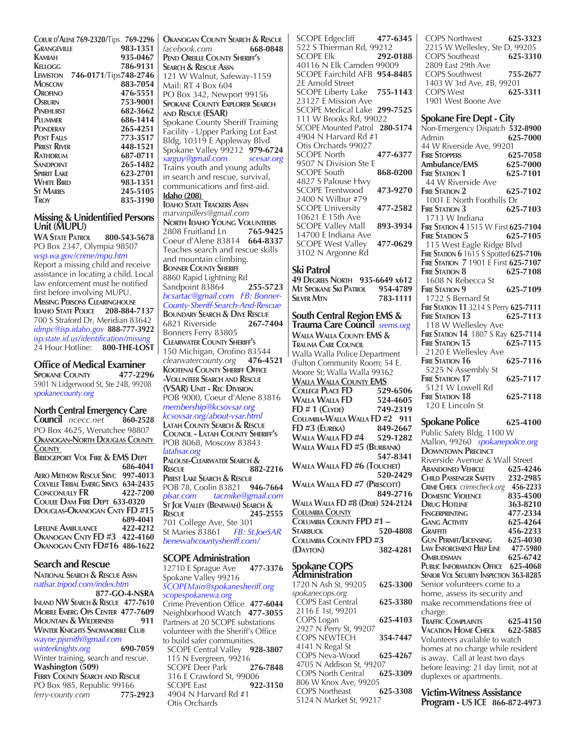**Coeur d'Alene 769-2320**/Tips 769-2296
**Grangeville** 983-1351
**Kamiah** 935-0467
**Kellogg** 786-9131
**Lewiston** 746-0171/Tips748-2746
**Moscow** 883-7054
**Orofino** 476-5551
**Osburn** 753-9001
**Pinehurst** 682-3662
**Plummer** 686-1414
**Ponderay** 265-4251
**Post Falls** 773-3517
**Priest River** 448-1521
**Rathdrum** 687-0711
**Sandpoint** 265-1482
**Spirit Lake** 623-2701
**White Bird** 983-1351
**St Maries** 245-5105
**Troy** 835-3190

## Missing & Unidentified Persons Unit (MUPU)

**WA State Patrol** 800-543-5678
PO Box 2347, Olympia 98507
*wsp.wa.gov/crime/mpu.htm*
Report a missing child and receive assistance in locating a child. Local law enforcement must be notified first before involving MUPU.
**Missing Persons Clearinghouse**
**Idaho State Police** 208-884-7137
700 S Straford Dr, Meridian 83642
*idmpc@isp.idaho.gov* 888-777-3922
*isp.state.id.us/identification/missing*
24 Hour Hotline: 800-THE-LOST

## Office of Medical Examiner

**Spokane County** 477-2296
5901 N Lidgerwood St, Ste 24B, 99208
*spokanecounty.org*

## North Central Emergency Care Council

*ncecc.net* 860-2528
PO Box 4625, Wenatchee 98807
**Okanogan-North Douglas County**
**Bridgeport Vol Fire & EMS Dept** 686-4041
**Aero Methow Rescue Srvc** 997-4013
**Colville Tribal Emerg Srvcs** 634-2435
**Conconully FR** 422-7200
**Coulee Dam Fire Dept** 633-0320
**Douglas-Okanogan Cnty FD #15** 689-4041
**Lifeline Ambulance** 422-4212
**Okanogan Cnty FD #3** 422-4160
**Okanogan Cnty FD#16** 486-1622

## Search and Rescue

**National Search & Rescue Assn**
*natlsar.tripod.com/index.htm* 877-GO-4-NSRA
**Inland NW Search & Rescue** 477-7610
**Mobile Emerg Ops Center** 477-7609
**Mountain & Wilderness** 911
**Winter Knights Snowmobile Club**
*wayne.pjsmith@gmail.com*
*winterknights.org* 690-7059
Winter training, search and rescue.

**Washington (509)**

**Ferry County Search and Rescue**
PO Box 985, Republic 99166
*ferry-county.com* 775-2923
**Okanogan County Search & Rescue**
*facebook.com* 668-0848
**Pend Oreille County Sheriff's Search & Rescue Assn**
121 W Walnut, Safeway-1159
Mail: RT 4 Box 604
PO Box 342, Newport 99156
**Spokane County Explorer Search and Rescue (ESAR)**
Spokane County Sheriff Training Facility - Upper Parking Lot East Bldg, 10319 E Appleway Blvd
Spokane Valley 99212 979-6724
*sarguy@gmail.com* *scesar.org*
Trains youth and young adults in search and rescue, survival, communications and first-aid.

**Idaho (208)**

**Idaho State Trackers Assn**
*marvinpillers@gmail.com*
**North Idaho Young Volunteers**
2808 Fruitland Ln 765-9425
Coeur d'Alene 83814 664-8337
Teaches search and rescue skills and mountain climbing.
**Bonner County Sheriff**
8860 Rapid Lightning Rd
Sandpoint 83864 255-5723
*bcsartac@gmail.com FB: Bonner-County-Sheriff-Search-And-Rescue*
**Boundary Search & Dive Rescue**
6821 Riverside 267-7404
Bonners Ferry 83805
**Clearwater County Sheriff's**
150 Michigan, Orofino 83544
*clearwatercounty.org* 476-4521
**Kootenai County Sheriff Office -Volunteer Search and Rescue (VSAR) Unit - Rec Division**
POB 9000, Coeur d'Alene 83816
*membership@kcsovsar.org*
*kcsovsar.org/about-vsar.html*
**Latah County Search & Rescue Council - Latah County Sheriff's**
POB 8068, Moscow 83843
*latahsar.org*
**Palouse-Clearwater Search & Rescue** 882-2216
**Priest Lake Search & Rescue**
POB 78, Coolin 83821 946-7664
*plsar.com* *tacmike@gmail.com*
**St Joe Valley (Benewah) Search & Rescue** 245-2555
701 College Ave, Ste 301
St Maries 83861 *FB: St.JoeSAR*
*benewahcountysheriff.com/*

## SCOPE Administration

12710 E Sprague Ave 477-3376
Spokane Valley 99216
*SCOPEMain@spokanesheriff.org*
*scopespokanewa.org*
Crime Prevention Office 477-6044
Neighborhood Watch 477-3055
Partners at 20 SCOPE substations volunteer with the Sheriff's Office to build safer communities.
SCOPE Central Valley 928-3807
115 N Evergreen, 99216
SCOPE Deer Park 276-7848
316 E Crawford St, 99006
SCOPE East 922-3150
4904 N Harvard Rd #1
Otis Orchards
SCOPE Edgecliff 477-6345
522 S Thierman Rd, 99212
SCOPE Elk 292-0188
40116 N Elk Camden 99009
SCOPE Fairchild AFB 954-8485
2E Arnold Street
SCOPE Liberty Lake 755-1143
23127 E Mission Ave
SCOPE Medical Lake 299-7525
111 W Brooks Rd, 99022
SCOPE Mounted Patrol 280-5174
4904 N Harvard Rd #1
Otis Orchards 99027
SCOPE North 477-6377
9507 N Division Ste E
SCOPE South 868-0200
4827 S Palouse Hwy
SCOPE Trentwood 473-9270
2400 N Wilbur #79
SCOPE University 477-2582
10621 E 15th Ave
SCOPE Valley Mall 893-3934
14700 E Indiana Ave
SCOPE West Valley 477-0629
3102 N Argonne Rd

## Ski Patrol

**49 Degrees North** 935-6649 x612
**Mt Spokane Ski Patrol** 954-4789
**Silver Mtn** 783-1111

## South Central Region EMS & Trauma Care Council

*srems.org*
**Walla Walla County EMS & Trauma Care Council**
Walla Walla Police Department (Fulton Community Room; 54 E. Moore St; Walla Walla 99362
**Walla Walla County EMS**
**College Place FD** 529-6506
**Walla Walla FD** 524-4605
**FD # 1 (Clyde)** 749-2319
**Columbia-Walla Walla FD #2** 911
**FD #3 (Eureka)** 849-2667
**Walla Walla FD #4** 529-1282
**Walla Walla FD #5 (Burbank)** 547-8341
**Walla Walla FD #6 (Touchet)** 520-2429
**Walla Walla FD #7 (Prescott)** 849-2716
**Walla Walla FD #8 (Dixie)** 524-2124
**Columbia County**
**Columbia County FPD #1 – Starbuck** 520-4808
**Columbia County FPD #3 (Dayton)** 382-4281

## Spokane COPS Administration

1720 N Ash St, 99205 625-3300
*spokanecops.org*
COPS East Central 625-3380
2116 E 1st, 99201
COPS Logan 625-4103
2927 N Perry St, 99207
COPS NEWTECH 354-7447
4141 N Regal St
COPS Neva-Wood 625-4267
4705 N Addison St, 99207
COPS North Central 625-3309
806 W Knox Ave, 99205
COPS Northeast 625-3308
5124 N Market St, 99217
COPS Northwest 625-3323
2215 W Wellesley, Ste D, 99205
COPS Southeast 625-3310
2809 East 29th Ave
COPS Southwest 755-2677
1403 W 3rd Ave, #B, 99201
COPS West 625-3311
1901 West Boone Ave

## Spokane Fire Dept - City

Non-Emergency Dispatch 532-8900
Admin 625-7000
44 W Riverside Ave, 99201
**Fire Stoppers** 625-7058
**Ambulance/EMS** 625-7000
**Fire Station 1** 625-7101
44 W Riverside Ave
**Fire Station 2** 625-7102
1001 E North Foothills Dr
**Fire Station 3** 625-7103
1713 W Indiana
**Fire Station 4** 1515 W First 625-7104
**Fire Station 5** 625-7105
115 West Eagle Ridge Blvd
**Fire Station 6** 1615 S Spotted 625-7106
**Fire Station 7** 1901 E First 625-7107
**Fire Station 8** 625-7108
1608 N Rebecca St
**Fire Station 9** 625-7109
1722 S Bernard St
**Fire Station 11** 3214 S Perry 625-7111
**Fire Station 13** 625-7113
118 W Wellesley Ave
**Fire Station 14** 1807 S Ray 625-7114
**Fire Station 15** 625-7115
2120 E Wellesley Ave
**Fire Station 16** 625-7116
5225 N Assembly St
**Fire Station 17** 625-7117
5121 W Lowell Rd
**Fire Station 18** 625-7118
120 E Lincoln St

## Spokane Police 625-4100

Public Safety Bldg, 1100 W Mallon, 99260 *spokanepolice.org*
**Downtown Precinct**
Riverside Avenue & Wall Street
**Abandoned Vehicle** 625-4246
**Child Passenger Safety** 232-2985
**Crime Check** *crimecheck.org* 456-2233
**Domestic Violence** 835-4500
**Drug Hotline** 363-8210
**Fingerprinting** 477-2334
**Gang Activity** 625-4264
**Graffiti** 456-2233
**Gun Permit/Licensing** 625-4030
**Law Enforcement Help Line** 477-5980
**Ombudsman** 625-6742
**Public Information Office** 625-4068
**Senior Vol Security Inspection** 363-8285
Senior volunteers come to a home, assess its security and make recommendations free of charge.
**Traffic Complaints** 625-4150
**Vacation Home Check** 622-5885
Volunteers available to watch homes at no charge while resident is away. Call at least two days before leaving: 21 day limit, not at duplexes or apartments.

## Victim-Witness Assistance Program - US ICE 866-872-4973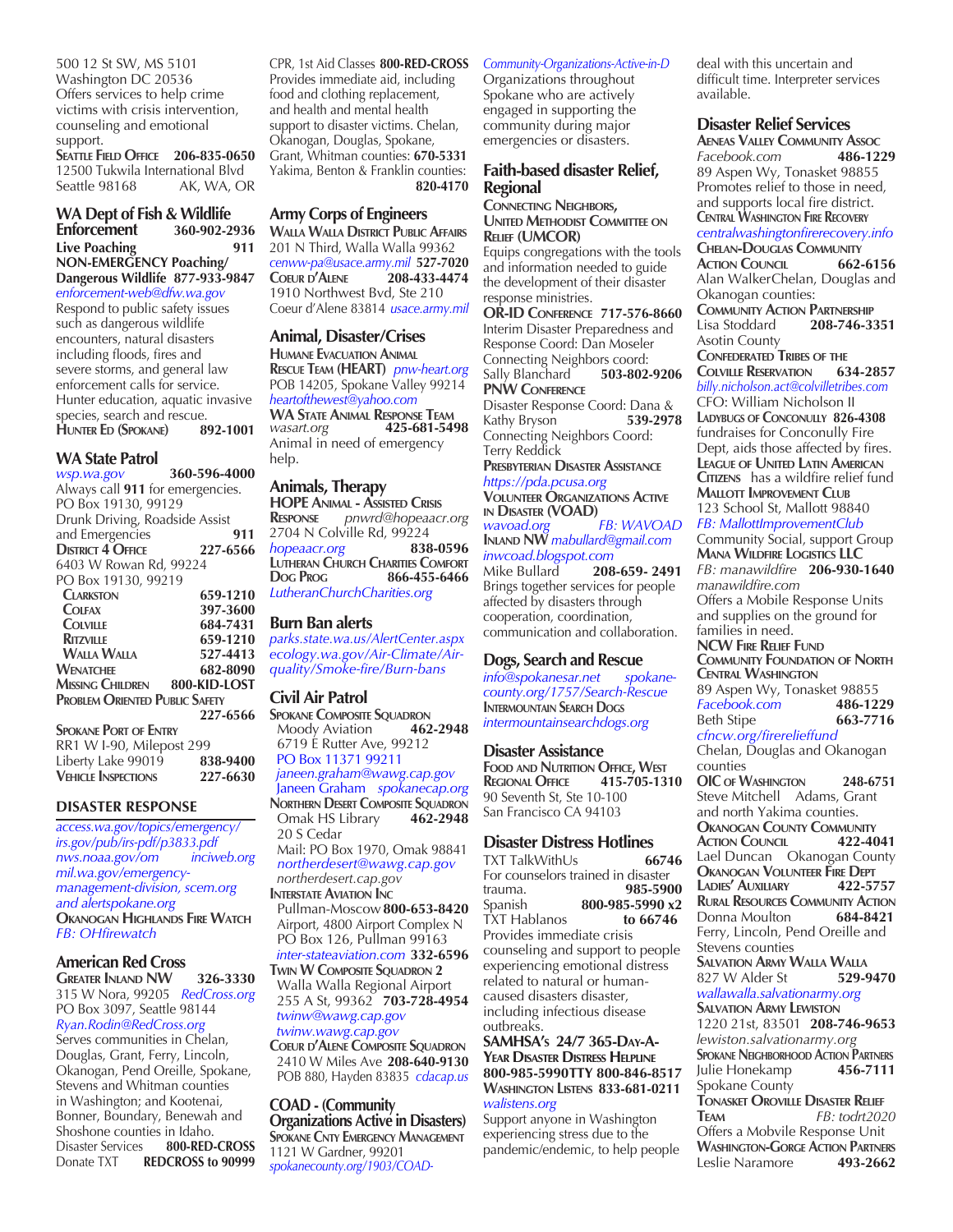500 12 St SW, MS 5101
Washington DC 20536
Offers services to help crime victims with crisis intervention, counseling and emotional support.
**Seattle Field Office** **206-835-0650**
12500 Tukwila International Blvd
Seattle 98168 AK, WA, OR

## WA Dept of Fish & Wildlife Enforcement **360-902-2936**

**Live Poaching** **911**
**NON-EMERGENCY Poaching/ Dangerous Wildlife** **877-933-9847**
*enforcement-web@dfw.wa.gov*
Respond to public safety issues such as dangerous wildlife encounters, natural disasters including floods, fires and severe storms, and general law enforcement calls for service. Hunter education, aquatic invasive species, search and rescue.
**Hunter Ed (Spokane)** **892-1001**

## WA State Patrol

*wsp.wa.gov* **360-596-4000**
Always call **911** for emergencies.
PO Box 19130, 99129
Drunk Driving, Roadside Assist and Emergencies **911**
**District 4 Office** **227-6566**
6403 W Rowan Rd, 99224
PO Box 19130, 99219
**Clarkston** **659-1210**
**Colfax** **397-3600**
**Colville** **684-7431**
**Ritzville** **659-1210**
**Walla Walla** **527-4413**
**Wenatchee** **682-8090**
**Missing Children** **800-KID-LOST**
**Problem Oriented Public Safety** **227-6566**
**Spokane Port of Entry**
RR1 W I-90, Milepost 299
Liberty Lake 99019 **838-9400**
**Vehicle Inspections** **227-6630**

## DISASTER RESPONSE

*access.wa.gov/topics/emergency/*
*irs.gov/pub/irs-pdf/p3833.pdf*
*nws.noaa.gov/om* *inciweb.org*
*mil.wa.gov/emergency-management-division, scem.org and alertspokane.org*
**Okanogan Highlands Fire Watch**
*FB: OHfirewatch*

## American Red Cross

**Greater Inland NW** **326-3330**
315 W Nora, 99205 *RedCross.org*
PO Box 3097, Seattle 98144
*Ryan.Rodin@RedCross.org*
Serves communities in Chelan, Douglas, Grant, Ferry, Lincoln, Okanogan, Pend Oreille, Spokane, Stevens and Whitman counties in Washington; and Kootenai, Bonner, Boundary, Benewah and Shoshone counties in Idaho.
Disaster Services **800-RED-CROSS**
Donate TXT **REDCROSS to 90999**
CPR, 1st Aid Classes **800-RED-CROSS**
Provides immediate aid, including food and clothing replacement, and health and mental health support to disaster victims. Chelan, Okanogan, Douglas, Spokane, Grant, Whitman counties: **670-5331**
Yakima, Benton & Franklin counties: **820-4170**

## Army Corps of Engineers

**Walla Walla District Public Affairs**
201 N Third, Walla Walla 99362
*cenww-pa@usace.army.mil* **527-7020**
**Coeur d'Alene** **208-433-4474**
1910 Northwest Bvd, Ste 210
Coeur d'Alene 83814 *usace.army.mil*

## Animal, Disaster/Crises

**Humane Evacuation Animal Rescue Team (HEART)** *pnw-heart.org*
POB 14205, Spokane Valley 99214
*heartofthewest@yahoo.com*
**WA State Animal Response Team**
*wasart.org* **425-681-5498**
Animal in need of emergency help.

## Animals, Therapy

**HOPE Animal - Assisted Crisis Response** *pnwrd@hopeaacr.org*
2704 N Colville Rd, 99224
*hopeaacr.org* **838-0596**
**Lutheran Church Charities Comfort Dog Prog** **866-455-6466**
*LutheranChurchCharities.org*

## Burn Ban alerts

*parks.state.wa.us/AlertCenter.aspx*
*ecology.wa.gov/Air-Climate/Air-quality/Smoke-fire/Burn-bans*

## Civil Air Patrol

**Spokane Composite Squadron**
Moody Aviation **462-2948**
6719 E Rutter Ave, 99212
PO Box 11371 99211
*janeen.graham@wawg.cap.gov*
Janeen Graham *spokanecap.org*
**Northern Desert Composite Squadron**
Omak HS Library **462-2948**
20 S Cedar
Mail: PO Box 1970, Omak 98841
*northerdesert@wawg.cap.gov*
*northerdesert.cap.gov*
**Interstate Aviation Inc**
Pullman-Moscow **800-653-8420**
Airport, 4800 Airport Complex N
PO Box 126, Pullman 99163
*inter-stateaviation.com* **332-6596**
**Twin W Composite Squadron 2**
Walla Walla Regional Airport
255 A St, 99362 **703-728-4954**
*twinw@wawg.cap.gov*
*twinw.wawg.cap.gov*
**Coeur d'Alene Composite Squadron**
2410 W Miles Ave **208-640-9130**
POB 880, Hayden 83835 *cdacap.us*

## COAD - (Community Organizations Active in Disasters)

**Spokane Cnty Emergency Management**
1121 W Gardner, 99201
*spokanecounty.org/1903/COAD-Community-Organizations-Active-in-D*
Organizations throughout Spokane who are actively engaged in supporting the community during major emergencies or disasters.

## Faith-based disaster Relief, Regional

**Connecting Neighbors, United Methodist Committee on Relief (UMCOR)**
Equips congregations with the tools and information needed to guide the development of their disaster response ministries.
**OR-ID Conference** **717-576-8660**
Interim Disaster Preparedness and Response Coord: Dan Moseler
Connecting Neighbors coord:
Sally Blanchard **503-802-9206**
**PNW Conference**
Disaster Response Coord: Dana & Kathy Bryson **539-2978**
Connecting Neighbors Coord:
Terry Reddick
**Presbyterian Disaster Assistance**
*https://pda.pcusa.org*
**Volunteer Organizations Active in Disaster (VOAD)**
*wavoad.org* *FB: WAVOAD*
**Inland NW** *mabullard@gmail.com*
*inwcoad.blogspot.com*
Mike Bullard **208-659- 2491**
Brings together services for people affected by disasters through cooperation, coordination, communication and collaboration.

## Dogs, Search and Rescue

*info@spokanesar.net* *spokanecounty.org/1757/Search-Rescue*
**Intermountain Search Dogs**
*intermountainsearchdogs.org*

## Disaster Assistance

**Food and Nutrition Office, West Regional Office** **415-705-1310**
90 Seventh St, Ste 10-100
San Francisco CA 94103

## Disaster Distress Hotlines

TXT TalkWithUs **66746**
For counselors trained in disaster trauma. **985-5900**
Spanish **800-985-5990 x2**
TXT Hablanos **to 66746**
Provides immediate crisis counseling and support to people experiencing emotional distress related to natural or human-caused disasters disaster, including infectious disease outbreaks.
**SAMHSA's 24/7 365-Day-A-Year Disaster Distress Helpline**
**800-985-5990TTY 800-846-8517**
**Washington Listens** **833-681-0211**
*walistens.org*
Support anyone in Washington experiencing stress due to the pandemic/endemic, to help people deal with this uncertain and difficult time. Interpreter services available.

## Disaster Relief Services

**Aeneas Valley Community Assoc**
*Facebook.com* **486-1229**
89 Aspen Wy, Tonasket 98855
Promotes relief to those in need, and supports local fire district.
**Central Washington Fire Recovery**
*centralwashingtonfirerecovery.info*
**Chelan-Douglas Community Action Council** **662-6156**
Alan WalkerChelan, Douglas and Okanogan counties:
**Community Action Partnership**
Lisa Stoddard **208-746-3351**
Asotin County
**Confederated Tribes of the Colville Reservation** **634-2857**
*billy.nicholson.act@colvilletribes.com*
CFO: William Nicholson II
**Ladybugs of Conconully** **826-4308**
fundraisers for Conconully Fire Dept, aids those affected by fires.
**League of United Latin American Citizens** has a wildfire relief fund
**Mallott Improvement Club**
123 School St, Mallott 98840
*FB: MallottImprovementClub*
Community Social, support Group
**Mana Wildfire Logistics LLC**
*FB: manawildfire* **206-930-1640**
*manawildfire.com*
Offers a Mobile Response Units and supplies on the ground for families in need.
**NCW Fire Relief Fund**
**Community Foundation of North Central Washington**
89 Aspen Wy, Tonasket 98855
*Facebook.com* **486-1229**
Beth Stipe **663-7716**
*cfncw.org/firerelieffund*
Chelan, Douglas and Okanogan counties
**OIC of Washington** **248-6751**
Steve Mitchell Adams, Grant and north Yakima counties.
**Okanogan County Community Action Council** **422-4041**
Lael Duncan Okanogan County
**Okanogan Volunteer Fire Dept Ladies' Auxiliary** **422-5757**
**Rural Resources Community Action**
Donna Moulton **684-8421**
Ferry, Lincoln, Pend Oreille and Stevens counties
**Salvation Army Walla Walla**
827 W Alder St **529-9470**
*wallawalla.salvationarmy.org*
**Salvation Army Lewiston**
1220 21st, 83501 **208-746-9653**
*lewiston.salvationarmy.org*
**Spokane Neighborhood Action Partners**
Julie Honekamp **456-7111**
Spokane County
**Tonasket Oroville Disaster Relief Team** *FB: todrt2020*
Offers a Mobvile Response Unit
**Washington-Gorge Action Partners**
Leslie Naramore **493-2662**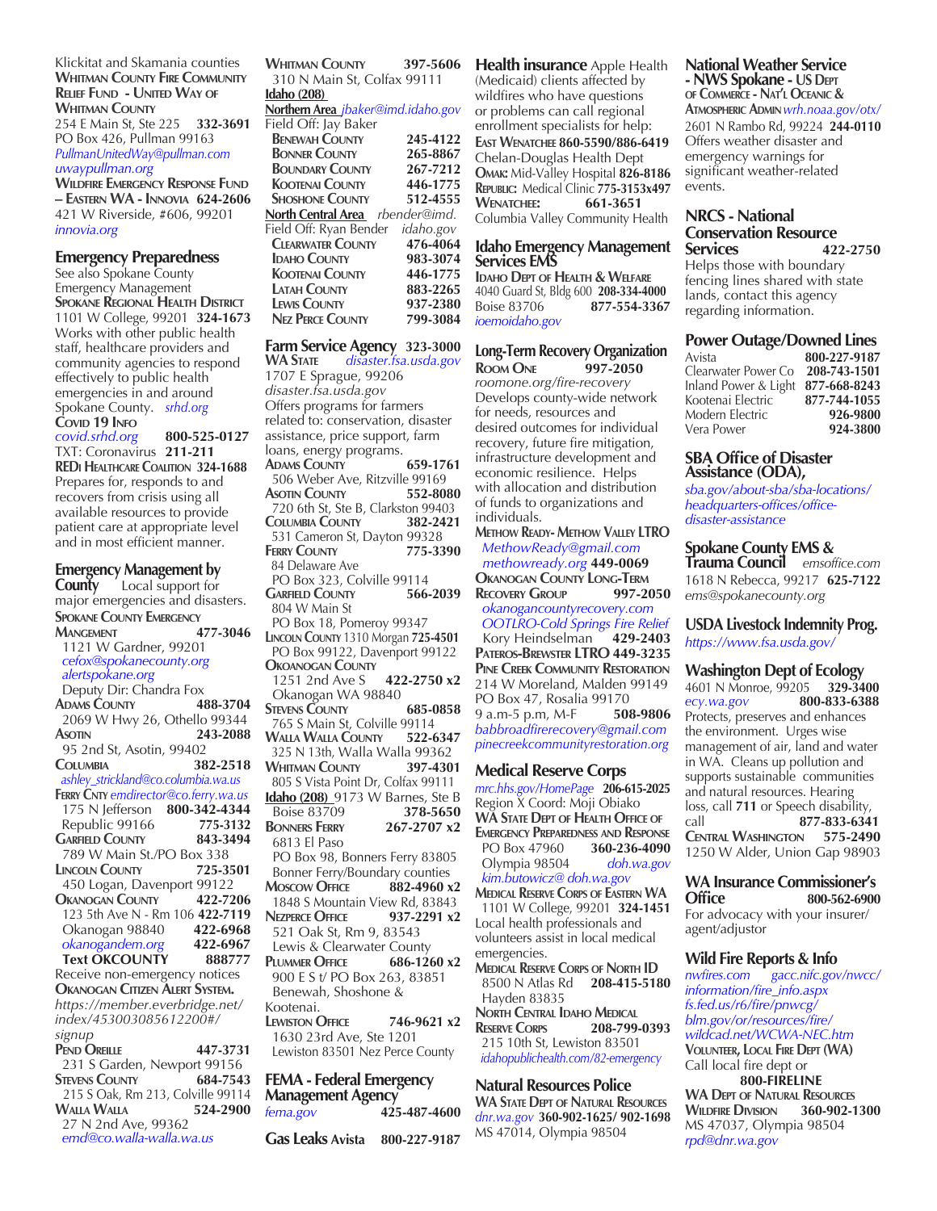Klickitat and Skamania counties

**Whitman County Fire Community Relief Fund - United Way of Whitman County**
254 E Main St, Ste 225 **332-3691**
PO Box 426, Pullman 99163
*PullmanUnitedWay@pullman.com*
*uwaypullman.org*

**Wildfire Emergency Response Fund – Eastern WA - Innovia 624-2606**
421 W Riverside, #606, 99201
*innovia.org*

## Emergency Preparedness

See also Spokane County Emergency Management

**Spokane Regional Health District**
1101 W College, 99201 **324-1673**
Works with other public health staff, healthcare providers and community agencies to respond effectively to public health emergencies in and around Spokane County. *srhd.org*

**Covid 19 Info**
*covid.srhd.org* **800-525-0127**
TXT: Coronavirus **211-211**

**REDi Healthcare Coalition 324-1688**
Prepares for, responds to and recovers from crisis using all available resources to provide patient care at appropriate level and in most efficient manner.

## Emergency Management by County

Local support for major emergencies and disasters.

**Spokane County Emergency Mangement 477-3046**
1121 W Gardner, 99201
*cefox@spokanecounty.org*
*alertspokane.org*
Deputy Dir: Chandra Fox

**Adams County 488-3704**
2069 W Hwy 26, Othello 99344

**Asotin 243-2088**
95 2nd St, Asotin, 99402

**Columbia 382-2518**
*ashley_strickland@co.columbia.wa.us*

**Ferry Cnty** *emdirector@co.ferry.wa.us*
175 N Jefferson **800-342-4344**
Republic 99166 **775-3132**

**Garfield County 843-3494**
789 W Main St./PO Box 338

**Lincoln County 725-3501**
450 Logan, Davenport 99122

**Okanogan County 422-7206**
123 5th Ave N - Rm 106 **422-7119**
Okanogan 98840 **422-6968**
*okanogandem.org* **422-6967**
**Text OKCOUNTY 888777**
Receive non-emergency notices

**Okanogan Citizen Alert System.**
*https://member.everbridge.net/index/453003085612200#/signup*

**Pend Oreille 447-3731**
231 S Garden, Newport 99156

**Stevens County 684-7543**
215 S Oak, Rm 213, Colville 99114

**Walla Walla 524-2900**
27 N 2nd Ave, 99362
*emd@co.walla-walla.wa.us*

**Whitman County 397-5606**
310 N Main St, Colfax 99111

**Idaho (208)**

**Northern Area** *jbaker@imd.idaho.gov*
Field Off: Jay Baker

| | |
|---|---|
| Benewah County | 245-4122 |
| Bonner County | 265-8867 |
| Boundary County | 267-7212 |
| Kootenai County | 446-1775 |
| Shoshone County | 512-4555 |

**North Central Area** *rbender@imd.*
Field Off: Ryan Bender *idaho.gov*

| | |
|---|---|
| Clearwater County | 476-4064 |
| Idaho County | 983-3074 |
| Kootenai County | 446-1775 |
| Latah County | 883-2265 |
| Lewis County | 937-2380 |
| Nez Perce County | 799-3084 |

## Farm Service Agency 323-3000

**WA State** *disaster.fsa.usda.gov*
1707 E Sprague, 99206
*disaster.fsa.usda.gov*
Offers programs for farmers related to: conservation, disaster assistance, price support, farm loans, energy programs.

**Adams County 659-1761**
506 Weber Ave, Ritzville 99169

**Asotin County 552-8080**
720 6th St, Ste B, Clarkston 99403

**Columbia County 382-2421**
531 Cameron St, Dayton 99328

**Ferry County 775-3390**
84 Delaware Ave
PO Box 323, Colville 99114

**Garfield County 566-2039**
804 W Main St
PO Box 18, Pomeroy 99347

**Lincoln County** 1310 Morgan **725-4501**
PO Box 99122, Davenport 99122

**Okoanogan County**
1251 2nd Ave S **422-2750 x2**
Okanogan WA 98840

**Stevens County 685-0858**
765 S Main St, Colville 99114

**Walla Walla County 522-6347**
325 N 13th, Walla Walla 99362

**Whitman County 397-4301**
805 S Vista Point Dr, Colfax 99111

**Idaho (208)** 9173 W Barnes, Ste B
Boise 83709 **378-5650**

**Bonners Ferry 267-2707 x2**
6813 El Paso
PO Box 98, Bonners Ferry 83805
Bonner Ferry/Boundary counties

**Moscow Office 882-4960 x2**
1848 S Mountain View Rd, 83843

**Nezperce Office 937-2291 x2**
521 Oak St, Rm 9, 83543
Lewis & Clearwater County

**Plummer Office 686-1260 x2**
900 E S t/ PO Box 263, 83851
Benewah, Shoshone & Kootenai.

**Lewiston Office 746-9621 x2**
1630 23rd Ave, Ste 1201
Lewiston 83501 Nez Perce County

## FEMA - Federal Emergency Management Agency

*fema.gov* **425-487-4600**

## Gas Leaks Avista 800-227-9187

## Health insurance

Apple Health (Medicaid) clients affected by wildfires who have questions or problems can call regional enrollment specialists for help:

**East Wenatchee 860-5590/886-6419**
Chelan-Douglas Health Dept
**Omak:** Mid-Valley Hospital **826-8186**
**Republic:** Medical Clinic **775-3153x497**
**Wenatchee: 661-3651**
Columbia Valley Community Health

## Idaho Emergency Management Services EMS

**Idaho Dept of Health & Welfare**
4040 Guard St, Bldg 600 **208-334-4000**
Boise 83706 **877-554-3367**
*ioemoidaho.gov*

## Long-Term Recovery Organization

**Room One 997-2050**
*roomone.org/fire-recovery*
Develops county-wide network for needs, resources and desired outcomes for individual recovery, future fire mitigation, infrastructure development and economic resilience. Helps with allocation and distribution of funds to organizations and individuals.

**Methow Ready- Methow Valley LTRO**
*MethowReady@gmail.com*
*methowready.org* **449-0069**

**Okanogan County Long-Term Recovery Group 997-2050**
*okanogancountyrecovery.com*
*OOTLRO-Cold Springs Fire Relief*
Kory Heindselman **429-2403**

**Pateros-Brewster LTRO 449-3235**

**Pine Creek Community Restoration**
214 W Moreland, Malden 99149
PO Box 47, Rosalia 99170
9 a.m-5 p.m, M-F **508-9806**
*babbroadfirerecovery@gmail.com*
*pinecreekcommunityrestoration.org*

## Medical Reserve Corps

*mrc.hhs.gov/HomePage* **206-615-2025**
Region X Coord: Moji Obiako

**WA State Dept of Health Office of Emergency Preparedness and Response**
PO Box 47960 **360-236-4090**
Olympia 98504 *doh.wa.gov*
*kim.butowicz@ doh.wa.gov*

**Medical Reserve Corps of Eastern WA**
1101 W College, 99201 **324-1451**
Local health professionals and volunteers assist in local medical emergencies.

**Medical Reserve Corps of North ID**
8500 N Atlas Rd **208-415-5180**
Hayden 83835

**North Central Idaho Medical Reserve Corps 208-799-0393**
215 10th St, Lewiston 83501
*idahopublichealth.com/82-emergency*

## Natural Resources Police

**WA State Dept of Natural Resources**
*dnr.wa.gov* **360-902-1625/ 902-1698**
MS 47014, Olympia 98504

## National Weather Service - NWS Spokane - US Dept of Commerce - Nat'l Oceanic & Atmospheric Admin

*wrh.noaa.gov/otx/*
2601 N Rambo Rd, 99224 **244-0110**
Offers weather disaster and emergency warnings for significant weather-related events.

## NRCS - National Conservation Resource Services 422-2750

Helps those with boundary fencing lines shared with state lands, contact this agency regarding information.

## Power Outage/Downed Lines

| | |
|---|---|
| Avista | 800-227-9187 |
| Clearwater Power Co | 208-743-1501 |
| Inland Power & Light | 877-668-8243 |
| Kootenai Electric | 877-744-1055 |
| Modern Electric | 926-9800 |
| Vera Power | 924-3800 |

## SBA Office of Disaster Assistance (ODA),

*sba.gov/about-sba/sba-locations/headquarters-offices/office-disaster-assistance*

## Spokane County EMS & Trauma Council

*emsoffice.com*
1618 N Rebecca, 99217 **625-7122**
*ems@spokanecounty.org*

## USDA Livestock Indemnity Prog.

*https://www.fsa.usda.gov/*

## Washington Dept of Ecology

4601 N Monroe, 99205 **329-3400**
*ecy.wa.gov* **800-833-6388**
Protects, preserves and enhances the environment. Urges wise management of air, land and water in WA. Cleans up pollution and supports sustainable communities and natural resources. Hearing loss, call **711** or Speech disability, call **877-833-6341**

**Central Washington 575-2490**
1250 W Alder, Union Gap 98903

## WA Insurance Commissioner's Office 800-562-6900

For advocacy with your insurer/ agent/adjustor

## Wild Fire Reports & Info

*nwfires.com* *gacc.nifc.gov/nwcc/information/fire_info.aspx*
*fs.fed.us/r6/fire/pnwcg/*
*blm.gov/or/resources/fire/*
*wildcad.net/WCWA-NEC.htm*

**Volunteer, Local Fire Dept (WA)**
Call local fire dept or
**800-FIRELINE**

**WA Dept of Natural Resources Wildfire Division 360-902-1300**
MS 47037, Olympia 98504
*rpd@dnr.wa.gov*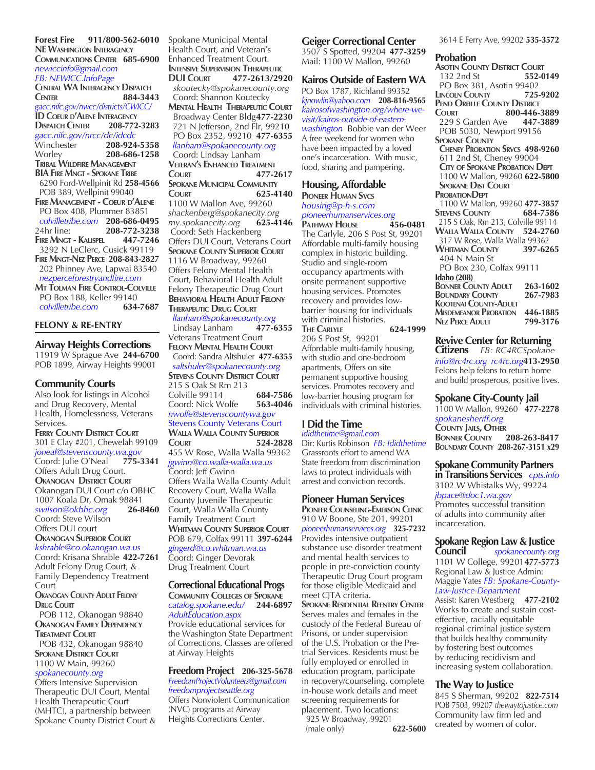**Forest Fire 911/800-562-6010**

**NE Washington Interagency Communications Center 685-6900**
*newiccinfo@gmail.com*
*FB: NEWICC.InfoPage*

**Central WA Interagency Dispatch Center 884-3443**
*gacc.nifc.gov/nwcc/districts/CWICC/*

**ID Coeur d'Alene Interagency Dispatch Center 208-772-3283**
*gacc.nifc.gov/nrcc/dc/idcdc*
Winchester **208-924-5358**
Worley **208-686-1258**

**Tribal Wildfire Management**

**BIA Fire Mngt - Spokane Tribe**
6290 Ford-Wellpinit Rd **258-4566**
POB 389, Wellpinit 99040

**Fire Management - Coeur d'Alene**
PO Box 408, Plummer 83851
*colvilletribe.com* **208-686-0495**
24hr line: **208-772-3238**

**Fire Mngt - Kalispel 447-7246**
3292 N LeClerc, Cusick 99119

**Fire Mngt-Nez Perce 208-843-2827**
202 Phinney Ave, Lapwai 83540
*nezperceforestryandfire.com*

**Mt Tolman Fire Control-Colville**
PO Box 188, Keller 99140
*colvilletribe.com* **634-7687**

## FELONY & RE-ENTRY

### Airway Heights Corrections
11919 W Sprague Ave **244-6700**
POB 1899, Airway Heights 99001

### Community Courts
Also look for listings in Alcohol and Drug Recovery, Mental Health, Homelessness, Veterans Services.

**Ferry County District Court**
301 E Clay #201, Chewelah 99109
*joneal@stevenscounty.wa.gov*
Coord: Julie O'Neal **775-3341**
Offers Adult Drug Court.

**Okanogan District Court**
Okanogan DUI Court c/o OBHC
1007 Koala Dr, Omak 98841
*swilson@okbhc.org* **26-8460**
Coord: Steve Wilson
Offers DUI court

**Okanogan Superior Court**
*kshrable@co.okanogan.wa.us*
Coord: Krisana Shrable **422-7261**
Adult Felony Drug Court, & Family Dependency Treatment Court

**Okanogan County Adult Felony Drug Court**
POB 112, Okanogan 98840

**Okanogan Family Dependency Treatment Court**
POB 432, Okanogan 98840

**Spokane District Court**
1100 W Main, 99260
*spokanecounty.org*
Offers Intensive Supervision Therapeutic DUI Court, Mental Health Therapeutic Court (MHTC), a partnership between Spokane County District Court & Spokane Municipal Mental Health Court, and Veteran's Enhanced Treatment Court.

**Intensive Supervision Therapeutic DUI Court 477-2613/2920**
*skoutecky@spokanecounty.org*
Coord: Shannon Koutecky

**Mental Health Therapeutic Court**
Broadway Center Bldg**477-2230**
721 N Jefferson, 2nd Flr, 99210
PO Box 2352, 99210 **477-6355**
*llanham@spokanecounty.org*
Coord: Lindsay Lanham

**Veteran's Enhanced Treatment Court 477-2617**

**Spokane Municipal Community Court 625-4140**
1100 W Mallon Ave, 99260
*shackenberg@spokanecity.org*
*my.spokanecity.org* **625-4146**
Coord: Seth Hackenberg
Offers DUI Court, Veterans Court

**Spokane County Superior Court**
1116 W Broadway, 99260
Offers Felony Mental Health Court, Behavioral Health Adult Felony Therapeutic Drug Court

**Behavioral Health Adult Felony Therapeutic Drug Court**
*llanham@spokanecounty.org*
Lindsay Lanham **477-6355**
Veterans Treatment Court

**Felony Mental Health Court**
Coord: Sandra Altshuler **477-6355**
*saltshuler@spokanecounty.org*

**Stevens County District Court**
215 S Oak St Rm 213
Colville 99114 **684-7586**
Coord: Nick Wolfe **563-4046**
*nwolfe@stevenscountywa.gov*
Stevens County Veterans Court

**Walla Walla County Superior Court 524-2828**
455 W Rose, Walla Walla 99362
*jgwinn@co.walla-walla.wa.us*
Coord: Jeff Gwinn
Offers Walla Walla County Adult Recovery Court, Walla Walla County Juvenile Therapeutic Court, Walla Walla County Family Treatment Court

**Whitman County Superior Court**
POB 679, Colfax 99111 **397-6244**
*gingerd@co.whitman.wa.us*
Coord: Ginger Devorak
Drug Treatment Court

### Correctional Educational Progs
**Community Colleges of Spokane**
*catalog.spokane.edu/AdultEducation.aspx* **244-6897**
Provide educational services for the Washington State Department of Corrections. Classes are offered at Airway Heights

### Freedom Project 206-325-5678
*FreedomProjectVolunteers@gmail.com*
*freedomprojectseattle.org*
Offers Nonviolent Communication (NVC) programs at Airway Heights Corrections Center.

### Geiger Correctional Center
3507 S Spotted, 99204 **477-3259**
Mail: 1100 W Mallon, 99260

### Kairos Outside of Eastern WA
PO Box 1787, Richland 99352
*kjnowlin@yahoo.com* **208-816-9565**
*kairosofwashington.org/where-we-visit/kairos-outside-of-eastern-washington* Bobbie van der Weer
A free weekend for women who have been impacted by a loved one's incarceration. With music, food, sharing and pampering.

### Housing, Affordable
**Pioneer Human Svcs**
*housing@p-h-s.com*
*pioneerhumanservices.org*

**Pathway House 456-0481**
The Carlyle, 206 S Post St, 99201
Affordable multi-family housing complex in historic building. Studio and single-room occupancy apartments with onsite permanent supportive housing services. Promotes recovery and provides low-barrier housing for individuals with criminal histories.

**The Carlyle 624-1999**
206 S Post St, 99201
Affordable multi-family housing, with studio and one-bedroom apartments, Offers on site permanent supportive housing services. Promotes recovery and low-barrier housing program for individuals with criminal histories.

### I Did the Time
*ididthetime@gmail.com*
Dir: Kurtis Robinson *FB: Ididthetime*
Grassroots effort to amend WA State freedom from discrimination laws to protect individuals with arrest and conviction records.

### Pioneer Human Services
**Pioneer Counseling-Emerson Clinic**
910 W Boone, Ste 201, 99201
*pioneerhumanservices.org* **325-7232**
Provides intensive outpatient substance use disorder treatment and mental health services to people in pre-conviction county Therapeutic Drug Court program for those eligible Medicaid and meet CJTA criteria.

**Spokane Residential Reentry Center**
Serves males and females in the custody of the Federal Bureau of Prisons, or under supervision of the U.S. Probation or the Pre-trial Services. Residents must be fully employed or enrolled in education program, participate in recovery/counseling, complete in-house work details and meet screening requirements for placement. Two locations:
925 W Broadway, 99201
(male only) **622-5600**
3614 E Ferry Ave, 99202 **535-3572**

### Probation
**Asotin County District Court**
132 2nd St **552-0149**
PO Box 381, Asotin 99402

**Lincoln County 725-9202**

**Pend Oreille County District Court 800-446-3889**
229 S Garden Ave **447-3889**
POB 5030, Newport 99156

**Spokane County**

**Cheney Probation Srvcs 498-9260**
611 2nd St, Cheney 99004

**City of Spokane Probation Dept**
1100 W Mallon, 99260 **622-5800**

**Spokane Dist Court ProbationDept**
1100 W Mallon, 99260 **477-3857**

**Stevens County 684-7586**
215 S Oak, Rm 213, Colville 99114

**Walla Walla County 524-2760**
317 W Rose, Walla Walla 99362

**Whitman County 397-6265**
404 N Main St
PO Box 230, Colfax 99111

**Idaho (208)**
**Bonner County Adult 263-1602**
**Boundary County 267-7983**
**Kootenai County-Adult Misdemeanor Probation 446-1885**
**Nez Perce Adult 799-3176**

### Revive Center for Returning Citizens *FB: RC4RCSpokane*
*info@rc4rc.org* *rc4rc.org***413-2950**
Felons help felons to return home and build prosperous, positive lives.

### Spokane City-County Jail
1100 W Mallon, 99260 **477-2278**
*spokanesheriff.org*

**County Jails, Other**
**Bonner County 208-263-8417**
**Boundary County 208-267-3151 x29**

### Spokane Community Partners in Transitions Services *cpts.info*
3102 W Whistalks Wy, 99224
*jbpace@doc1.wa.gov*
Promotes successful transition of adults into community after incarceration.

### Spokane Region Law & Justice Council *spokanecounty.org*
1101 W College, 99201**477-5773**
Regional Law & Justice Admin: Maggie Yates *FB: Spokane-County-Law-Justice-Department*
Assist: Karen Westberg **477-2102**
Works to create and sustain cost-effective, racially equitable regional criminal justice system that builds healthy community by fostering best outcomes by reducing recidivism and increasing system collaboration.

### The Way to Justice
845 S Sherman, 99202 **822-7514**
POB 7503, 99207 *thewaytojustice.com*
Community law firm led and created by women of color.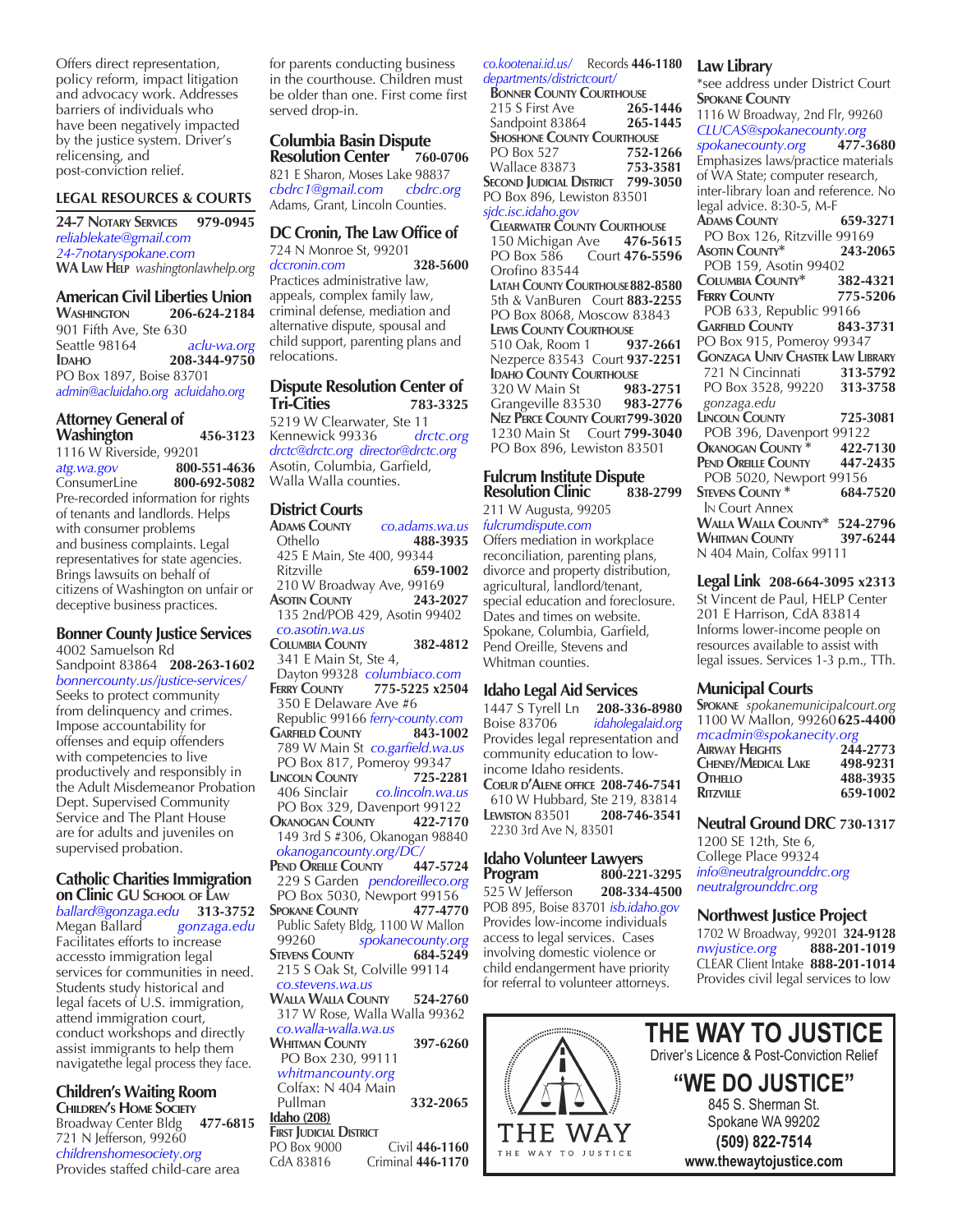Offers direct representation, policy reform, impact litigation and advocacy work. Addresses barriers of individuals who have been negatively impacted by the justice system. Driver's relicensing, and post-conviction relief.

## LEGAL RESOURCES & COURTS

**24-7 Notary Services** 979-0945
*reliablekate@gmail.com*
*24-7notaryspokane.com*
**WA Law Help** *washingtonlawhelp.org*

### American Civil Liberties Union

**Washington** 206-624-2184
901 Fifth Ave, Ste 630
Seattle 98164 *aclu-wa.org*
**Idaho** 208-344-9750
PO Box 1897, Boise 83701
*admin@acluidaho.org acluidaho.org*

### Attorney General of Washington 456-3123

1116 W Riverside, 99201
*atg.wa.gov* **800-551-4636**
ConsumerLine **800-692-5082**
Pre-recorded information for rights of tenants and landlords. Helps with consumer problems and business complaints. Legal representatives for state agencies. Brings lawsuits on behalf of citizens of Washington on unfair or deceptive business practices.

### Bonner County Justice Services

4002 Samuelson Rd
Sandpoint 83864 **208-263-1602**
*bonnercounty.us/justice-services/*
Seeks to protect community from delinquency and crimes. Impose accountability for offenses and equip offenders with competencies to live productively and responsibly in the Adult Misdemeanor Probation Dept. Supervised Community Service and The Plant House are for adults and juveniles on supervised probation.

### Catholic Charities Immigration on Clinic GU School of Law

*ballard@gonzaga.edu* **313-3752**
Megan Ballard *gonzaga.edu*
Facilitates efforts to increase accessto immigration legal services for communities in need. Students study historical and legal facets of U.S. immigration, attend immigration court, conduct workshops and directly assist immigrants to help them navigatethe legal process they face.

### Children's Waiting Room

**Children's Home Society**
Broadway Center Bldg **477-6815**
721 N Jefferson, 99260
*childrenshomesociety.org*
Provides staffed child-care area for parents conducting business in the courthouse. Children must be older than one. First come first served drop-in.

### Columbia Basin Dispute Resolution Center 760-0706

821 E Sharon, Moses Lake 98837
*cbdrc1@gmail.com* *cbdrc.org*
Adams, Grant, Lincoln Counties.

### DC Cronin, The Law Office of

724 N Monroe St, 99201
*dccronin.com* **328-5600**
Practices administrative law, appeals, complex family law, criminal defense, mediation and alternative dispute, spousal and child support, parenting plans and relocations.

### Dispute Resolution Center of Tri-Cities 783-3325

5219 W Clearwater, Ste 11
Kennewick 99336 *drctc.org*
*drctc@drctc.org director@drctc.org*
Asotin, Columbia, Garfield, Walla Walla counties.

### District Courts

**Adams County** *co.adams.wa.us*
Othello **488-3935**
425 E Main, Ste 400, 99344
Ritzville **659-1002**
210 W Broadway Ave, 99169
**Asotin County** **243-2027**
135 2nd/POB 429, Asotin 99402
*co.asotin.wa.us*
**Columbia County** **382-4812**
341 E Main St, Ste 4,
Dayton 99328 *columbiaco.com*
**Ferry County** **775-5225 x2504**
350 E Delaware Ave #6
Republic 99166 *ferry-county.com*
**Garfield County** **843-1002**
789 W Main St *co.garfield.wa.us*
PO Box 817, Pomeroy 99347
**Lincoln County** **725-2281**
406 Sinclair *co.lincoln.wa.us*
PO Box 329, Davenport 99122
**Okanogan County** **422-7170**
149 3rd S #306, Okanogan 98840
*okanogancounty.org/DC/*
**Pend Oreille County** **447-5724**
229 S Garden *pendoreilleco.org*
PO Box 5030, Newport 99156
**Spokane County** **477-4770**
Public Safety Bldg, 1100 W Mallon
99260 *spokanecounty.org*
**Stevens County** **684-5249**
215 S Oak St, Colville 99114
*co.stevens.wa.us*
**Walla Walla County** **524-2760**
317 W Rose, Walla Walla 99362
*co.walla-walla.wa.us*
**Whitman County** **397-6260**
PO Box 230, 99111
*whitmancounty.org*
Colfax: N 404 Main
Pullman **332-2065**

**Idaho (208)**
**First Judicial District**
PO Box 9000 Civil **446-1160**
CdA 83816 Criminal **446-1170**
*co.kootenai.id.us/* Records **446-1180**
*departments/districtcourt/*
**Bonner County Courthouse**
215 S First Ave **265-1446**
Sandpoint 83864 **265-1445**
**Shoshone County Courthouse**
PO Box 527 **752-1266**
Wallace 83873 **753-3581**
**Second Judicial District** **799-3050**
PO Box 896, Lewiston 83501
*sjdc.isc.idaho.gov*
**Clearwater County Courthouse**
150 Michigan Ave **476-5615**
PO Box 586 Court **476-5596**
Orofino 83544
**Latah County Courthouse** **882-8580**
5th & VanBuren Court **883-2255**
PO Box 8068, Moscow 83843
**Lewis County Courthouse**
510 Oak, Room 1 **937-2661**
Nezperce 83543 Court **937-2251**
**Idaho County Courthouse**
320 W Main St **983-2751**
Grangeville 83530 **983-2776**
**Nez Perce County Court** **799-3020**
1230 Main St Court **799-3040**
PO Box 896, Lewiston 83501

### Fulcrum Institute Dispute Resolution Clinic 838-2799

211 W Augusta, 99205
*fulcrumdispute.com*
Offers mediation in workplace reconciliation, parenting plans, divorce and property distribution, agricultural, landlord/tenant, special education and foreclosure. Dates and times on website. Spokane, Columbia, Garfield, Pend Oreille, Stevens and Whitman counties.

### Idaho Legal Aid Services

1447 S Tyrell Ln **208-336-8980**
Boise 83706 *idaholegalaid.org*
Provides legal representation and community education to low-income Idaho residents.
**Coeur d'Alene office** **208-746-7541**
610 W Hubbard, Ste 219, 83814
**Lewiston** 83501 **208-746-3541**
2230 3rd Ave N, 83501

### Idaho Volunteer Lawyers Program 800-221-3295

525 W Jefferson **208-334-4500**
POB 895, Boise 83701 *isb.idaho.gov*
Provides low-income individuals access to legal services. Cases involving domestic violence or child endangerment have priority for referral to volunteer attorneys.

### Law Library

*see address under District Court
**Spokane County**
1116 W Broadway, 2nd Flr, 99260
*CLUCAS@spokanecounty.org*
*spokanecounty.org* **477-3680**
Emphasizes laws/practice materials of WA State; computer research, inter-library loan and reference. No legal advice. 8:30-5, M-F
**Adams County** **659-3271**
PO Box 126, Ritzville 99169
**Asotin County*** **243-2065**
POB 159, Asotin 99402
**Columbia County*** **382-4321**
**Ferry County** **775-5206**
POB 633, Republic 99166
**Garfield County** **843-3731**
PO Box 915, Pomeroy 99347
**Gonzaga Univ Chastek Law Library**
721 N Cincinnati **313-5792**
PO Box 3528, 99220 **313-3758**
*gonzaga.edu*
**Lincoln County** **725-3081**
POB 396, Davenport 99122
**Okanogan County*** **422-7130**
**Pend Oreille County** **447-2435**
POB 5020, Newport 99156
**Stevens County*** **684-7520**
In Court Annex
**Walla Walla County*** **524-2796**
**Whitman County** **397-6244**
N 404 Main, Colfax 99111

### Legal Link 208-664-3095 x2313

St Vincent de Paul, HELP Center
201 E Harrison, CdA 83814
Informs lower-income people on resources available to assist with legal issues. Services 1-3 p.m., TTh.

### Municipal Courts

**Spokane** *spokanemunicipalcourt.org*
1100 W Mallon, 99260 **625-4400**
*mcadmin@spokanecity.org*
**Airway Heights** **244-2773**
**Cheney/Medical Lake** **498-9231**
**Othello** **488-3935**
**Ritzville** **659-1002**

### Neutral Ground DRC 730-1317

1200 SE 12th, Ste 6,
College Place 99324
*info@neutralgrounddrc.org*
*neutralgrounddrc.org*

### Northwest Justice Project

1702 W Broadway, 99201 **324-9128**
*nwjustice.org* **888-201-1019**
CLEAR Client Intake **888-201-1014**
Provides civil legal services to low

**THE WAY TO JUSTICE**
Driver's Licence & Post-Conviction Relief
**"WE DO JUSTICE"**
845 S. Sherman St.
Spokane WA 99202
**(509) 822-7514**
**www.thewaytojustice.com**

THE WAY
THE WAY TO JUSTICE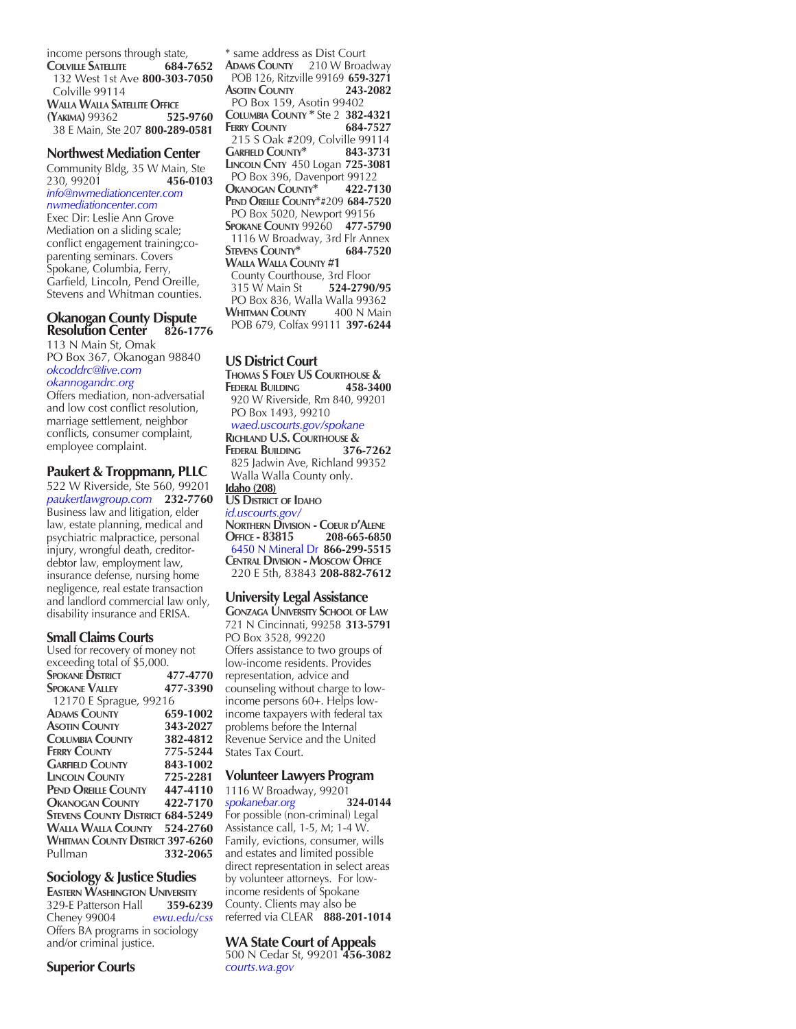income persons through state,

**Colville Satellite** **684-7652**
132 West 1st Ave **800-303-7050**
Colville 99114

**Walla Walla Satellite Office (Yakima)** 99362 **525-9760**
38 E Main, Ste 207 **800-289-0581**

## Northwest Mediation Center

Community Bldg, 35 W Main, Ste 230, 99201 **456-0103**
*info@nwmediationcenter.com*
*nwmediationcenter.com*
Exec Dir: Leslie Ann Grove
Mediation on a sliding scale; conflict engagement training;co-parenting seminars. Covers Spokane, Columbia, Ferry, Garfield, Lincoln, Pend Oreille, Stevens and Whitman counties.

## Okanogan County Dispute Resolution Center **826-1776**

113 N Main St, Omak
PO Box 367, Okanogan 98840
*okcoddrc@live.com*
*okannogandrc.org*
Offers mediation, non-adversatial and low cost conflict resolution, marriage settlement, neighbor conflicts, consumer complaint, employee complaint.

## Paukert & Troppmann, PLLC

522 W Riverside, Ste 560, 99201
*paukertlawgroup.com* **232-7760**
Business law and litigation, elder law, estate planning, medical and psychiatric malpractice, personal injury, wrongful death, creditor-debtor law, employment law, insurance defense, nursing home negligence, real estate transaction and landlord commercial law only, disability insurance and ERISA.

## Small Claims Courts

Used for recovery of money not exceeding total of $5,000.

**Spokane District** **477-4770**
**Spokane Valley** **477-3390**
12170 E Sprague, 99216
**Adams County** **659-1002**
**Asotin County** **343-2027**
**Columbia County** **382-4812**
**Ferry County** **775-5244**
**Garfield County** **843-1002**
**Lincoln County** **725-2281**
**Pend Oreille County** **447-4110**
**Okanogan County** **422-7170**
**Stevens County District** **684-5249**
**Walla Walla County** **524-2760**
**Whitman County District** **397-6260**
Pullman **332-2065**

## Sociology & Justice Studies

**Eastern Washington University**
329-E Patterson Hall **359-6239**
Cheney 99004 *ewu.edu/css*
Offers BA programs in sociology and/or criminal justice.

## Superior Courts

\* same address as Dist Court
**Adams County** 210 W Broadway
POB 126, Ritzville 99169 **659-3271**
**Asotin County** **243-2082**
PO Box 159, Asotin 99402
**Columbia County** * Ste 2 **382-4321**
**Ferry County** **684-7527**
215 S Oak #209, Colville 99114
**Garfield County*** **843-3731**
**Lincoln Cnty** 450 Logan **725-3081**
PO Box 396, Davenport 99122
**Okanogan County*** **422-7130**
**Pend Oreille County***#209 **684-7520**
PO Box 5020, Newport 99156
**Spokane County** 99260 **477-5790**
1116 W Broadway, 3rd Flr Annex
**Stevens County*** **684-7520**
**Walla Walla County #1**
County Courthouse, 3rd Floor
315 W Main St **524-2790/95**
PO Box 836, Walla Walla 99362
**Whitman County** 400 N Main
POB 679, Colfax 99111 **397-6244**

## US District Court

**Thomas S Foley US Courthouse & Federal Building** **458-3400**
920 W Riverside, Rm 840, 99201
PO Box 1493, 99210
*waed.uscourts.gov/spokane*
**Richland U.S. Courthouse & Federal Building** **376-7262**
825 Jadwin Ave, Richland 99352
Walla Walla County only.

**Idaho (208)**
**US District of Idaho**
*id.uscourts.gov/*
**Northern Division - Coeur d'Alene Office - 83815** **208-665-6850**
6450 N Mineral Dr **866-299-5515**
**Central Division - Moscow Office**
220 E 5th, 83843 **208-882-7612**

## University Legal Assistance

**Gonzaga University School of Law**
721 N Cincinnati, 99258 **313-5791**
PO Box 3528, 99220
Offers assistance to two groups of low-income residents. Provides representation, advice and counseling without charge to low-income persons 60+. Helps low-income taxpayers with federal tax problems before the Internal Revenue Service and the United States Tax Court.

## Volunteer Lawyers Program

1116 W Broadway, 99201
*spokanebar.org* **324-0144**
For possible (non-criminal) Legal Assistance call, 1-5, M; 1-4 W. Family, evictions, consumer, wills and estates and limited possible direct representation in select areas by volunteer attorneys. For low-income residents of Spokane County. Clients may also be referred via CLEAR **888-201-1014**

## WA State Court of Appeals

500 N Cedar St, 99201 **456-3082**
*courts.wa.gov*